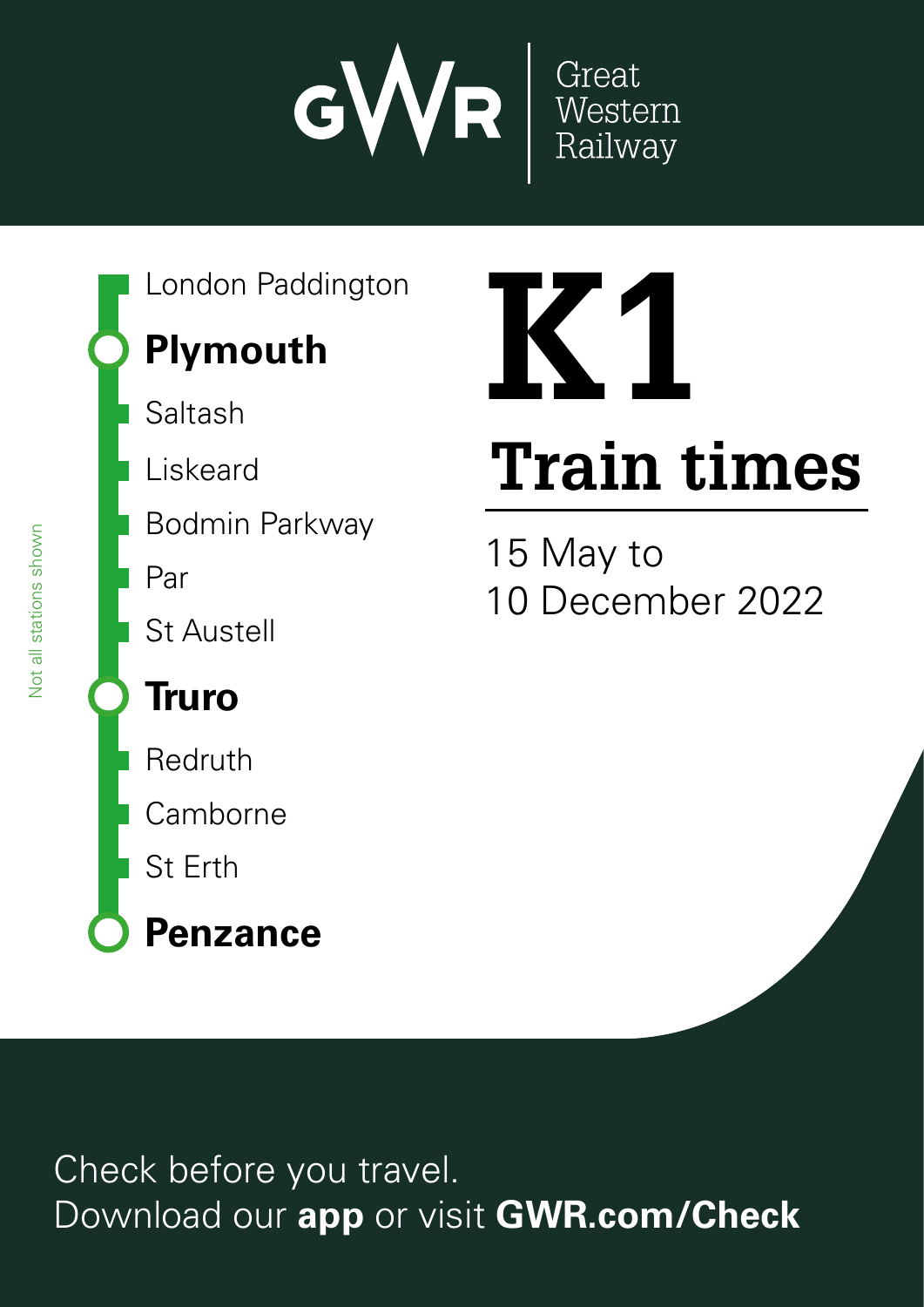GWR | Great Western Railway

- London Paddington
- **Plymouth**
- Saltash
- Liskeard
- Bodmin Parkway
- Par
- St Austell
- **Truro**
- Redruth
- Camborne
- St Erth
- **Penzance**

Not all stations shown

# K1

# Train times

15 May to
10 December 2022

Check before you travel.
Download our **app** or visit **GWR.com/Check**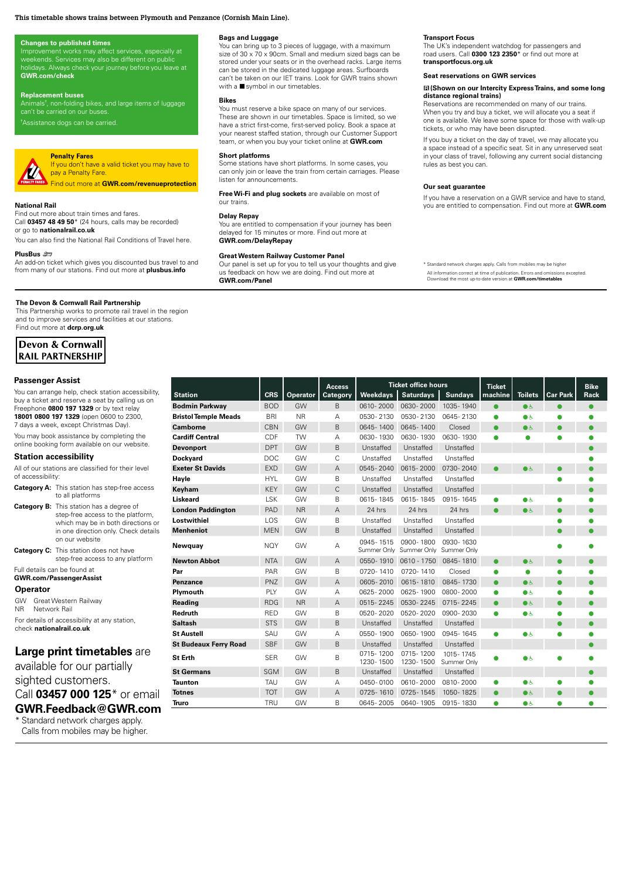This timetable shows trains between Plymouth and Penzance (Cornish Main Line).

**Changes to published times**
Improvement works may affect services, especially at weekends. Services may also be different on public holidays. Always check your journey before you leave at **GWR.com/check**

**Replacement buses**
Animals[†], non-folding bikes, and large items of luggage can't be carried on our buses.
[†]Assistance dogs can be carried.

**Penalty Fares**
If you don't have a valid ticket you may have to pay a Penalty Fare.
Find out more at **GWR.com/revenueprotection**

**National Rail**
Find out more about train times and fares.
Call **03457 48 49 50*** (24 hours, calls may be recorded) or go to **nationalrail.co.uk**
You can also find the National Rail Conditions of Travel here.

**PlusBus**
An add-on ticket which gives you discounted bus travel to and from many of our stations. Find out more at **plusbus.info**

**Bags and Luggage**
You can bring up to 3 pieces of luggage, with a maximum size of 30 x 70 x 90cm. Small and medium sized bags can be stored under your seats or in the overhead racks. Large items can be stored in the dedicated luggage areas. Surfboards can't be taken on our IET trains. Look for GWR trains shown with a ■ symbol in our timetables.

**Bikes**
You must reserve a bike space on many of our services. These are shown in our timetables. Space is limited, so we have a strict first-come, first-served policy. Book a space at your nearest staffed station, through our Customer Support team, or when you buy your ticket online at **GWR.com**

**Short platforms**
Some stations have short platforms. In some cases, you can only join or leave the train from certain carriages. Please listen for announcements.

**Free Wi-Fi and plug sockets** are available on most of our trains.

**Delay Repay**
You are entitled to compensation if your journey has been delayed for 15 minutes or more. Find out more at **GWR.com/DelayRepay**

**Great Western Railway Customer Panel**
Our panel is set up for you to tell us your thoughts and give us feedback on how we are doing. Find out more at **GWR.com/Panel**

**Transport Focus**
The UK's independent watchdog for passengers and road users. Call **0300 123 2350*** or find out more at **transportfocus.org.uk**

**Seat reservations on GWR services**

**(Shown on our Intercity Express Trains, and some long distance regional trains)**
Reservations are recommended on many of our trains. When you try and buy a ticket, we will allocate you a seat if one is available. We leave some space for those with walk-up tickets, or who may have been disrupted.

If you buy a ticket on the day of travel, we may allocate you a space instead of a specific seat. Sit in any unreserved seat in your class of travel, following any current social distancing rules as best you can.

**Our seat guarantee**
If you have a reservation on a GWR service and have to stand, you are entitled to compensation. Find out more at **GWR.com**

* Standard network charges apply. Calls from mobiles may be higher
All information correct at time of publication. Errors and omissions excepted. Download the most up-to-date version at **GWR.com/timetables**

**The Devon & Cornwall Rail Partnership**
This Partnership works to promote rail travel in the region and to improve services and facilities at our stations.
Find out more at **dcrp.org.uk**

**Devon & Cornwall RAIL PARTNERSHIP**

## Passenger Assist

You can arrange help, check station accessibility, buy a ticket and reserve a seat by calling us on Freephone **0800 197 1329** or by text relay **18001 0800 197 1329** (open 0600 to 2300, 7 days a week, except Christmas Day).

You may book assistance by completing the online booking form available on our website.

## Station accessibility

All of our stations are classified for their level of accessibility:

- **Category A:** This station has step-free access to all platforms
- **Category B:** This station has a degree of step-free access to the platform, which may be in both directions or in one direction only. Check details on our website
- **Category C:** This station does not have step-free access to any platform

Full details can be found at **GWR.com/PassengerAssist**

## Operator

GW Great Western Railway
NR Network Rail

For details of accessibility at any station, check **nationalrail.co.uk**

## Large print timetables are available for our partially sighted customers. Call 03457 000 125* or email GWR.Feedback@GWR.com

* Standard network charges apply. Calls from mobiles may be higher.

| Station | CRS | Operator | Access Category | Ticket office hours | | | Ticket machine | Toilets | Car Park | Bike Rack |
|---|---|---|---|---|---|---|---|---|---|---|
| | | | | Weekdays | Saturdays | Sundays | | | | |
| Bodmin Parkway | BOD | GW | B | 0610-2000 | 0630-2000 | 1035-1940 | ● | ● ♿ | ● | ● |
| Bristol Temple Meads | BRI | NR | A | 0530-2130 | 0530-2130 | 0645-2130 | ● | ● ♿ | ● | ● |
| Camborne | CBN | GW | B | 0645-1400 | 0645-1400 | Closed | ● | ● ♿ | ● | ● |
| Cardiff Central | CDF | TW | A | 0630-1930 | 0630-1930 | 0630-1930 | ● | ● | ● | ● |
| Devonport | DPT | GW | B | Unstaffed | Unstaffed | Unstaffed | | | | ● |
| Dockyard | DOC | GW | C | Unstaffed | Unstaffed | Unstaffed | | | | ● |
| Exeter St Davids | EXD | GW | A | 0545-2040 | 0615-2000 | 0730-2040 | ● | ● ♿ | ● | ● |
| Hayle | HYL | GW | B | Unstaffed | Unstaffed | Unstaffed | | | ● | ● |
| Keyham | KEY | GW | C | Unstaffed | Unstaffed | Unstaffed | | | | ● |
| Liskeard | LSK | GW | B | 0615-1845 | 0615-1845 | 0915-1645 | ● | ● ♿ | ● | ● |
| London Paddington | PAD | NR | A | 24 hrs | 24 hrs | 24 hrs | ● | ● ♿ | ● | ● |
| Lostwithiel | LOS | GW | B | Unstaffed | Unstaffed | Unstaffed | | | ● | ● |
| Menheniot | MEN | GW | B | Unstaffed | Unstaffed | Unstaffed | | | ● | ● |
| Newquay | NQY | GW | A | 0945-1515 Summer Only | 0900-1800 Summer Only | 0930-1630 Summer Only | | | ● | ● |
| Newton Abbot | NTA | GW | A | 0550-1910 | 0610-1750 | 0845-1810 | ● | ● ♿ | ● | ● |
| Par | PAR | GW | B | 0720-1410 | 0720-1410 | Closed | ● | ● | ● | ● |
| Penzance | PNZ | GW | A | 0605-2010 | 0615-1810 | 0845-1730 | ● | ● ♿ | ● | ● |
| Plymouth | PLY | GW | A | 0625-2000 | 0625-1900 | 0800-2000 | ● | ● ♿ | ● | ● |
| Reading | RDG | NR | A | 0515-2245 | 0530-2245 | 0715-2245 | ● | ● ♿ | ● | ● |
| Redruth | RED | GW | B | 0520-2020 | 0520-2020 | 0900-2030 | ● | ● ♿ | ● | ● |
| Saltash | STS | GW | B | Unstaffed | Unstaffed | Unstaffed | | | ● | ● |
| St Austell | SAU | GW | A | 0550-1900 | 0650-1900 | 0945-1645 | ● | ● ♿ | ● | ● |
| St Budeaux Ferry Road | SBF | GW | B | Unstaffed | Unstaffed | Unstaffed | | | | ● |
| St Erth | SER | GW | B | 0715-1200 1230-1500 | 0715-1200 1230-1500 | 1015-1745 Summer Only | ● | ● ♿ | ● | ● |
| St Germans | SGM | GW | B | Unstaffed | Unstaffed | Unstaffed | | | | ● |
| Taunton | TAU | GW | A | 0450-0100 | 0610-2000 | 0810-2000 | ● | ● ♿ | ● | ● |
| Totnes | TOT | GW | A | 0725-1610 | 0725-1545 | 1050-1825 | ● | ● ♿ | ● | ● |
| Truro | TRU | GW | B | 0645-2005 | 0640-1905 | 0915-1830 | ● | ● ♿ | ● | ● |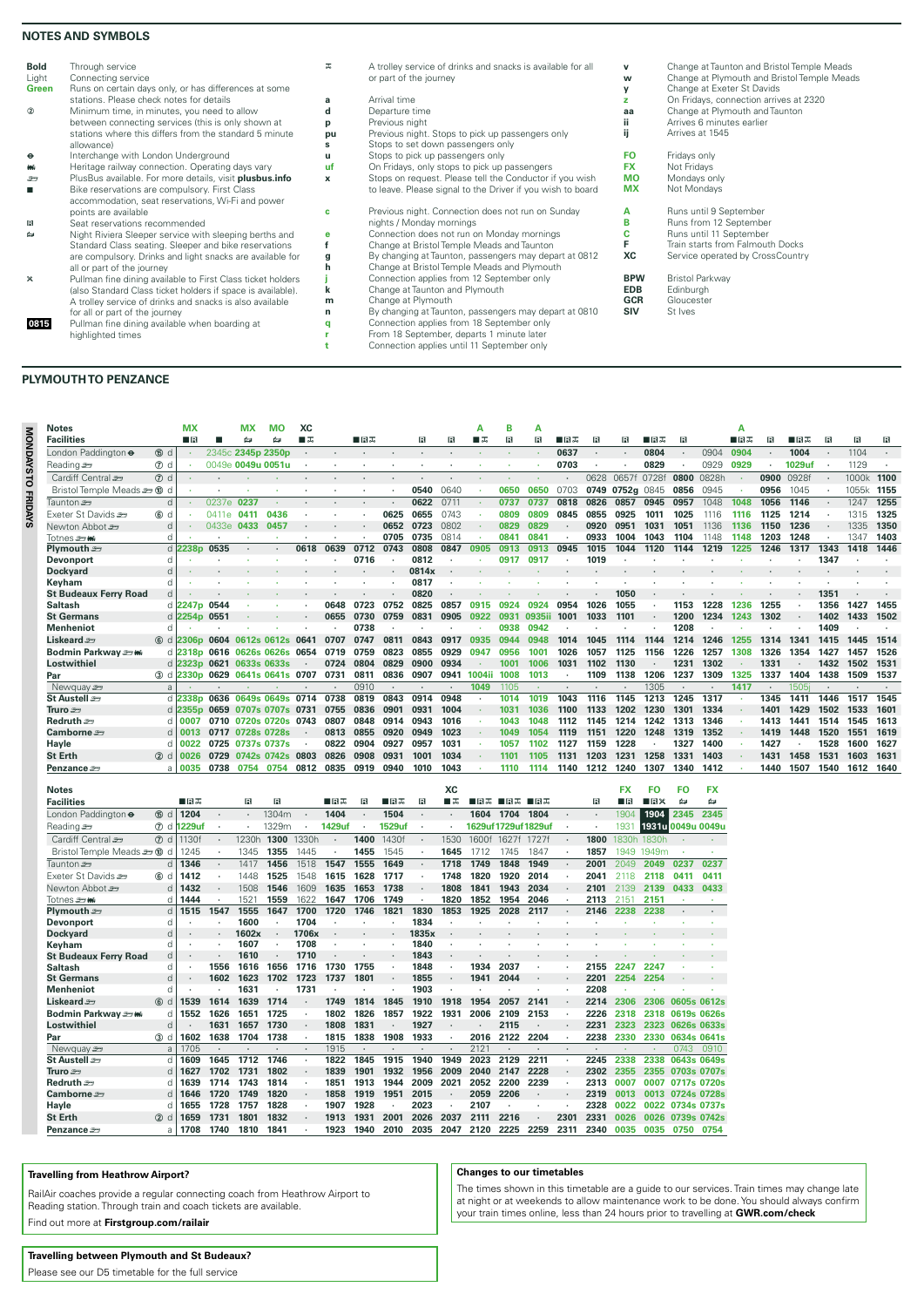## NOTES AND SYMBOLS

| Symbol | Meaning |
|---|---|
| **Bold** | Through service |
| Light | Connecting service |
| Green | Runs on certain days only, or has differences at some stations. Please check notes for details |
| ② | Minimum time, in minutes, you need to allow between connecting services (this is only shown at stations where this differs from the standard 5 minute allowance) |
| ⊖ | Interchange with London Underground |
| 🚂 | Heritage railway connection. Operating days vary |
| 🚌 | PlusBus available. For more details, visit **plusbus.info** |
| ■ | Bike reservations are compulsory. First Class accommodation, seat reservations, Wi-Fi and power points are available |
| 🅁 | Seat reservations recommended |
| 🛏 | Night Riviera Sleeper service with sleeping berths and Standard Class seating. Sleeper and bike reservations are compulsory. Drinks and light snacks are available for all or part of the journey |
| ✕ | Pullman fine dining available to First Class ticket holders (also Standard Class ticket holders if space is available). A trolley service of drinks and snacks is also available for all or part of the journey |
| **0815** | Pullman fine dining available when boarding at highlighted times |
| ⊼ | A trolley service of drinks and snacks is available for all or part of the journey |
| a | Arrival time |
| d | Departure time |
| p | Previous night |
| pu | Previous night. Stops to pick up passengers only |
| s | Stops to set down passengers only |
| u | Stops to pick up passengers only |
| uf | On Fridays, only stops to pick up passengers |
| x | Stops on request. Please tell the Conductor if you wish to leave. Please signal to the Driver if you wish to board |
| c | Previous night. Connection does not run on Sunday nights / Monday mornings |
| e | Connection does not run on Monday mornings |
| f | Change at Bristol Temple Meads and Taunton |
| g | By changing at Taunton, passengers may depart at 0812 |
| h | Change at Bristol Temple Meads and Plymouth |
| j | Connection applies from 12 September only |
| k | Change at Taunton and Plymouth |
| m | Change at Plymouth |
| n | By changing at Taunton, passengers may depart at 0810 |
| q | Connection applies from 18 September only |
| r | From 18 September, departs 1 minute later |
| t | Connection applies until 11 September only |
| v | Change at Taunton and Bristol Temple Meads |
| w | Change at Plymouth and Bristol Temple Meads |
| y | Change at Exeter St Davids |
| z | On Fridays, connection arrives at 2320 |
| aa | Change at Plymouth and Taunton |
| ii | Arrives 6 minutes earlier |
| ij | Arrives at 1545 |
| FO | Fridays only |
| FX | Not Fridays |
| MO | Mondays only |
| MX | Not Mondays |
| A | Runs until 9 September |
| B | Runs from 12 September |
| C | Runs until 11 September |
| F | Train starts from Falmouth Docks |
| XC | Service operated by CrossCountry |
| BPW | Bristol Parkway |
| EDB | Edinburgh |
| GCR | Gloucester |
| SIV | St Ives |

## PLYMOUTH TO PENZANCE

**MONDAYS TO FRIDAYS**

| Notes | | MX | | MX | MO | XC | | | | | | A | B | A | | | | | | | A | | | | | |
|---|---|---|---|---|---|---|---|---|---|---|---|---|---|---|---|---|---|---|---|---|---|---|---|---|---|---|
| **Facilities** | | ■🅁 | ■ | 🛏 | 🛏 | ■⊼ | | ■🅁⊼ | | 🅁 | 🅁 | ■⊼ | 🅁 | 🅁 | ■🅁⊼ | 🅁 | 🅁 | ■🅁⊼ | 🅁 | | ■🅁⊼ | 🅁 | ■🅁⊼ | 🅁 | 🅁 | 🅁 |
| London Paddington ⊖ | ⑮ d | · | 2345c | 2345p | 2350p | · | · | · | · | · | · | · | · | · | 0637 | · | · | 0804 | · | 0904 | 0904 | · | 1004 | · | 1104 | · |
| Reading 🚌 | ⑦ d | · | 0049e | 0049u | 0051u | · | · | · | · | · | · | · | · | · | 0703 | · | · | 0829 | · | 0929 | 0929 | · | 1029uf | · | 1129 | · |
| Cardiff Central 🚌 | ⑦ d | · | · | · | · | · | · | · | · | · | · | · | · | · | · | 0628 | 0657f | 0728f | 0800 | 0828h | · | 0900 | 0928f | · | 1000k | 1100 |
| Bristol Temple Meads 🚌 | ⑩ d | · | · | · | · | · | · | · | · | 0540 | 0640 | · | 0650 | 0650 | 0703 | 0749 | 0752g | 0845 | 0856 | 0945 | · | 0956 | 1045 | · | 1055k | 1155 |
| Taunton 🚌 | d | · | 0237e | 0237 | · | · | · | · | · | 0622 | 0711 | · | 0737 | 0737 | 0818 | 0826 | 0857 | 0945 | 0957 | 1048 | 1048 | 1056 | 1146 | · | 1247 | 1255 |
| Exeter St Davids 🚌 | ⑥ d | · | 0411e | 0411 | 0436 | · | · | · | 0625 | 0655 | 0743 | · | 0809 | 0809 | 0845 | · | 0925 | 1011 | 1025 | 1116 | 1116 | 1125 | 1214 | · | 1315 | 1325 |
| Newton Abbot 🚌 | d | · | 0433e | 0433 | 0457 | · | · | · | 0652 | 0723 | 0802 | · | 0829 | 0829 | · | 0920 | 0951 | 1031 | 1051 | 1136 | 1136 | 1150 | 1236 | · | 1335 | 1350 |
| Totnes 🚌🚂 | d | · | · | · | · | · | · | · | 0705 | 0735 | 0814 | · | 0841 | 0841 | · | 0933 | 1004 | 1043 | 1104 | 1148 | 1148 | 1203 | 1248 | · | 1347 | 1403 |
| **Plymouth** 🚌 | d | 2238p | 0535 | · | · | 0618 | 0639 | 0712 | 0743 | 0808 | 0847 | 0905 | 0913 | 0913 | 0945 | 1015 | 1044 | 1120 | 1144 | 1219 | 1225 | 1246 | 1317 | 1343 | 1418 | 1446 |
| **Devonport** | d | · | · | · | · | · | · | 0716 | · | 0812 | · | · | 0917 | 0917 | · | 1019 | · | · | · | · | · | · | · | 1347 | · | · |
| **Dockyard** | d | · | · | · | · | · | · | · | · | 0814x | · | · | · | · | · | · | · | · | · | · | · | · | · | · | · | · |
| **Keyham** | d | · | · | · | · | · | · | · | · | 0817 | · | · | · | · | · | · | · | · | · | · | · | · | · | · | · | · |
| **St Budeaux Ferry Road** | d | · | · | · | · | · | · | · | · | 0820 | · | · | · | · | · | · | 1050 | · | · | · | · | · | · | 1351 | · | · |
| **Saltash** | d | 2247p | 0544 | · | · | · | 0648 | 0723 | 0752 | 0825 | 0857 | 0915 | 0924 | 0924 | 0954 | 1026 | 1055 | · | 1153 | 1228 | 1236 | 1255 | · | 1356 | 1427 | 1455 |
| **St Germans** | d | 2254p | 0551 | · | · | · | 0655 | 0730 | 0759 | 0831 | 0905 | 0922 | 0931 | 0935ii | 1001 | 1033 | 1101 | · | 1200 | 1234 | 1243 | 1302 | · | 1402 | 1433 | 1502 |
| **Menheniot** | d | · | · | · | · | · | · | 0738 | · | · | · | · | 0938 | 0942 | · | · | · | · | 1208 | · | · | · | · | 1409 | · | · |
| **Liskeard** 🚌 | ⑥ d | 2306p | 0604 | 0612s | 0612s | 0641 | 0707 | 0747 | 0811 | 0843 | 0917 | 0935 | 0944 | 0948 | 1014 | 1045 | 1114 | 1144 | 1214 | 1246 | 1255 | 1314 | 1341 | 1415 | 1445 | 1514 |
| **Bodmin Parkway** 🚌🚂 | d | 2318p | 0616 | 0626s | 0626s | 0654 | 0719 | 0759 | 0823 | 0855 | 0929 | 0947 | 0956 | 1001 | 1026 | 1057 | 1125 | 1156 | 1226 | 1257 | 1308 | 1326 | 1354 | 1427 | 1457 | 1526 |
| **Lostwithiel** | d | 2323p | 0621 | 0633s | 0633s | · | 0724 | 0804 | 0829 | 0900 | 0934 | · | 1001 | 1006 | 1031 | 1102 | 1130 | · | 1231 | 1302 | · | 1331 | · | 1432 | 1502 | 1531 |
| **Par** | ③ d | 2330p | 0629 | 0641s | 0641s | 0707 | 0731 | 0811 | 0836 | 0907 | 0941 | 1004ii | 1008 | 1013 | · | 1109 | 1138 | 1206 | 1237 | 1309 | 1325 | 1337 | 1404 | 1438 | 1509 | 1537 |
| Newquay 🚌 | a | · | · | · | · | · | · | 0910 | · | · | · | 1049 | 1105 | · | · | · | · | 1305 | · | · | 1417 | · | 1505j | · | · | · |
| **St Austell** 🚌 | d | 2338p | 0636 | 0649s | 0649s | 0714 | 0738 | 0819 | 0843 | 0914 | 0948 | · | 1014 | 1019 | 1043 | 1116 | 1145 | 1213 | 1245 | 1317 | · | 1345 | 1411 | 1446 | 1517 | 1545 |
| **Truro** 🚌 | d | 2355p | 0659 | 0707s | 0707s | 0731 | 0755 | 0836 | 0901 | 0931 | 1004 | · | 1031 | 1036 | 1100 | 1133 | 1200 | 1230 | 1301 | 1334 | · | 1401 | 1429 | 1502 | 1533 | 1601 |
| **Redruth** 🚌 | d | 0007 | 0710 | 0720s | 0720s | 0743 | 0807 | 0848 | 0914 | 0943 | 1016 | · | 1043 | 1048 | 1112 | 1145 | 1214 | 1242 | 1313 | 1346 | · | 1413 | 1441 | 1514 | 1545 | 1613 |
| **Camborne** 🚌 | d | 0013 | 0717 | 0728s | 0728s | · | 0813 | 0855 | 0920 | 0949 | 1023 | · | 1049 | 1054 | 1119 | 1151 | 1220 | 1248 | 1319 | 1352 | · | 1419 | 1448 | 1520 | 1551 | 1619 |
| **Hayle** | d | 0022 | 0725 | 0737s | 0737s | · | 0822 | 0904 | 0927 | 0957 | 1031 | · | 1057 | 1102 | 1127 | 1159 | 1228 | · | 1327 | 1400 | · | 1427 | · | 1528 | 1600 | 1627 |
| **St Erth** | ② d | 0026 | 0729 | 0742s | 0742s | 0803 | 0826 | 0908 | 0931 | 1001 | 1034 | · | 1101 | 1105 | 1131 | 1203 | 1231 | 1258 | 1331 | 1403 | · | 1431 | 1458 | 1531 | 1603 | 1631 |
| **Penzance** 🚌 | a | 0035 | 0738 | 0754 | 0754 | 0812 | 0835 | 0919 | 0940 | 1010 | 1043 | · | 1110 | 1114 | 1140 | 1212 | 1240 | 1307 | 1340 | 1412 | · | 1440 | 1507 | 1540 | 1612 | 1640 |

| Notes | | | | | | | | | | XC | | | | | | FX | FO | FO | FX |
|---|---|---|---|---|---|---|---|---|---|---|---|---|---|---|---|---|---|---|---|
| **Facilities** | | ■🅁⊼ | | 🅁 | 🅁 | | ■🅁⊼ | 🅁 | ■🅁⊼ | 🅁 | ■⊼ | ■🅁⊼ | ■🅁⊼ | ■🅁⊼ | | 🅁 | ■🅁 | ■🅁✕ | 🛏 | 🛏 |
| London Paddington ⊖ | ⑮ d | 1204 | · | · | 1304m | · | 1404 | · | 1504 | · | · | 1604 | 1704 | 1804 | · | · | 1904 | **1904** | 2345 | 2345 |
| Reading 🚌 | ⑦ d | 1229uf | · | · | 1329m | · | 1429uf | · | 1529uf | · | · | 1629uf | 1729uf | 1829uf | · | · | 1931 | **1931u** | 0049u | 0049u |
| Cardiff Central 🚌 | ⑦ d | 1130f | · | 1230h | 1300 | 1330h | · | 1400 | 1430f | · | 1530 | 1600f | 1627f | 1727f | · | 1800 | 1830h | 1830h | · | · |
| Bristol Temple Meads 🚌 | ⑩ d | 1245 | · | 1345 | 1355 | 1445 | · | 1455 | 1545 | · | 1645 | 1712 | 1745 | 1847 | · | 1857 | 1949 | 1949m | · | · |
| Taunton 🚌 | d | 1346 | · | 1417 | 1456 | 1518 | 1547 | 1555 | 1649 | · | 1718 | 1749 | 1848 | 1949 | · | 2001 | 2049 | 2049 | 0237 | 0237 |
| Exeter St Davids 🚌 | ⑥ d | 1412 | · | 1448 | 1525 | 1548 | 1615 | 1628 | 1717 | · | 1748 | 1820 | 1920 | 2014 | · | 2041 | 2118 | 2118 | 0411 | 0411 |
| Newton Abbot 🚌 | d | 1432 | · | 1508 | 1546 | 1609 | 1635 | 1653 | 1738 | · | 1808 | 1841 | 1943 | 2034 | · | 2101 | 2139 | 2139 | 0433 | 0433 |
| Totnes 🚌🚂 | d | 1444 | · | 1521 | 1559 | 1622 | 1647 | 1706 | 1749 | · | 1820 | 1852 | 1954 | 2046 | · | 2113 | 2151 | 2151 | · | · |
| **Plymouth** 🚌 | d | 1515 | 1547 | 1555 | 1647 | 1700 | 1720 | 1746 | 1821 | 1830 | 1853 | 1925 | 2028 | 2117 | · | 2146 | 2238 | 2238 | · | · |
| **Devonport** | d | · | · | 1600 | · | 1704 | · | · | · | 1834 | · | · | · | · | · | · | · | · | · | · |
| **Dockyard** | d | · | · | 1602x | · | 1706x | · | · | · | 1835x | · | · | · | · | · | · | · | · | · | · |
| **Keyham** | d | · | · | 1607 | · | 1708 | · | · | · | 1840 | · | · | · | · | · | · | · | · | · | · |
| **St Budeaux Ferry Road** | d | · | · | 1610 | · | 1710 | · | · | · | 1843 | · | · | · | · | · | · | · | · | · | · |
| **Saltash** | d | · | 1556 | 1616 | 1656 | 1716 | 1730 | 1755 | · | 1848 | · | 1934 | 2037 | · | · | 2155 | 2247 | 2247 | · | · |
| **St Germans** | d | · | 1602 | 1623 | 1702 | 1723 | 1737 | 1801 | · | 1855 | · | 1941 | 2044 | · | · | 2201 | 2254 | 2254 | · | · |
| **Menheniot** | d | · | · | 1631 | · | 1731 | · | · | · | 1903 | · | · | · | · | · | 2208 | · | · | · | · |
| **Liskeard** 🚌 | ⑥ d | 1539 | 1614 | 1639 | 1716 | · | 1749 | 1814 | 1845 | 1910 | 1918 | 1954 | 2057 | 2141 | · | 2214 | 2306 | 2306 | 0605s | 0612s |
| **Bodmin Parkway** 🚌🚂 | d | 1552 | 1626 | 1651 | 1725 | · | 1802 | 1826 | 1857 | 1922 | 1931 | 2006 | 2109 | 2153 | · | 2226 | 2318 | 2318 | 0619s | 0626s |
| **Lostwithiel** | d | · | 1631 | 1657 | 1730 | · | 1808 | 1831 | · | 1927 | · | · | 2115 | · | · | 2231 | 2323 | 2323 | 0626s | 0633s |
| **Par** | ③ d | 1602 | 1638 | 1704 | 1738 | · | 1815 | 1838 | 1908 | 1933 | · | 2016 | 2122 | 2204 | · | 2238 | 2330 | 2330 | 0634s | 0641s |
| Newquay 🚌 | a | · | 1705 | · | · | · | · | 1915 | · | · | · | 2121 | · | · | · | · | · | · | 0743 | 0910 |
| **St Austell** 🚌 | d | 1609 | 1645 | 1712 | 1746 | · | 1822 | 1845 | 1915 | 1940 | 1949 | 2023 | 2129 | 2211 | · | 2245 | 2338 | 2338 | 0643s | 0649s |
| **Truro** 🚌 | d | 1627 | 1702 | 1731 | 1802 | · | 1839 | 1901 | 1932 | 1956 | 2009 | 2040 | 2147 | 2228 | · | 2302 | 2355 | 2355 | 0703s | 0707s |
| **Redruth** 🚌 | d | 1639 | 1714 | 1743 | 1814 | · | 1851 | 1913 | 1944 | 2009 | 2021 | 2052 | 2200 | 2239 | · | 2313 | 0007 | 0007 | 0717s | 0720s |
| **Camborne** 🚌 | d | 1646 | 1720 | 1749 | 1820 | · | 1858 | 1919 | 1951 | 2015 | · | 2059 | 2206 | · | · | 2319 | 0013 | 0013 | 0724s | 0728s |
| **Hayle** | d | 1655 | 1728 | 1757 | 1828 | · | 1907 | 1928 | · | 2023 | · | 2107 | · | · | · | 2328 | 0022 | 0022 | 0734s | 0737s |
| **St Erth** | ② d | 1659 | 1731 | 1801 | 1832 | · | 1913 | 1931 | 2001 | 2026 | 2037 | 2111 | 2216 | · | 2301 | 2331 | 0026 | 0026 | 0739s | 0742s |
| **Penzance** 🚌 | a | 1708 | 1740 | 1810 | 1841 | · | 1923 | 1940 | 2010 | 2035 | 2047 | 2120 | 2225 | 2259 | 2311 | 2340 | 0035 | 0035 | 0750 | 0754 |

### Travelling from Heathrow Airport?

RailAir coaches provide a regular connecting coach from Heathrow Airport to Reading station. Through train and coach tickets are available.

Find out more at **Firstgroup.com/railair**

### Travelling between Plymouth and St Budeaux?

Please see our D5 timetable for the full service

### Changes to our timetables

The times shown in this timetable are a guide to our services. Train times may change late at night or at weekends to allow maintenance work to be done. You should always confirm your train times online, less than 24 hours prior to travelling at **GWR.com/check**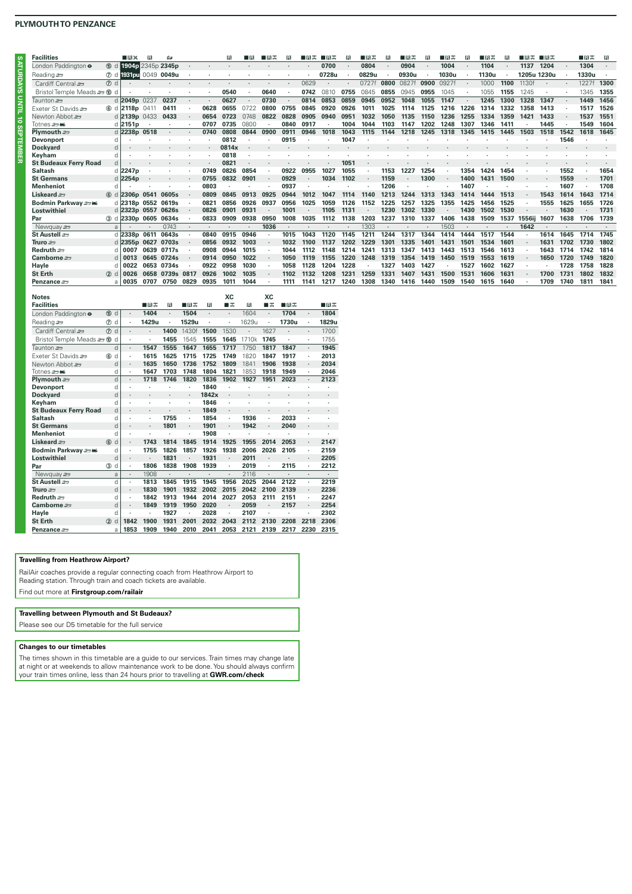## PLYMOUTH TO PENZANCE

**SATURDAYS UNTIL 10 SEPTEMBER**

| Facilities | | | ■R✕ | R | 🚌 | | | R | ■R | ■R✕ | R | ■R✕ | ■R✕ | R | ■R✕ | R | ■R✕ | R | ■R✕ | R | ■R✕ | R | ■R✕ | ■R✕ | | ■R✕ | R |
|---|---|---|---|---|---|---|---|---|---|---|---|---|---|---|---|---|---|---|---|---|---|---|---|---|---|---|---|
| London Paddington ⊖ | ⑮ | d | 1904p | 2345p | 2345p | · | · | · | · | · | · | · | 0700 | · | 0804 | · | 0904 | · | 1004 | · | 1104 | · | 1137 | 1204 | · | 1304 | · |
| Reading | ⑦ | d | 1931pu | 0049 | 0049u | · | · | · | · | · | · | · | 0728u | · | 0829u | · | 0930u | · | 1030u | · | 1130u | · | 1205u | 1230u | · | 1330u | · |
| Cardiff Central | ⑦ | d | · | · | · | · | · | · | · | · | · | 0629 | · | · | 0727f | 0800 | 0827f | 0900 | 0927f | · | 1000 | 1100 | 1130f | · | · | 1227f | 1300 |
| Bristol Temple Meads | ⑩ | d | · | · | · | · | · | 0540 | · | 0640 | · | 0742 | 0810 | 0755 | 0845 | 0855 | 0945 | 0955 | 1045 | · | 1055 | 1155 | 1245 | · | · | 1345 | 1355 |
| Taunton | | d | 2049p | 0237 | 0237 | · | · | 0627 | · | 0730 | · | 0814 | 0853 | 0859 | 0945 | 0952 | 1048 | 1055 | 1147 | · | 1245 | 1300 | 1328 | 1347 | · | 1449 | 1456 |
| Exeter St Davids | ⑥ | d | 2118p | 0411 | 0411 | · | 0628 | 0655 | 0722 | 0800 | 0755 | 0845 | 0920 | 0926 | 1011 | 1025 | 1114 | 1125 | 1216 | 1226 | 1314 | 1332 | 1358 | 1413 | · | 1517 | 1526 |
| Newton Abbot | | d | 2139p | 0433 | 0433 | · | 0654 | 0723 | 0748 | 0822 | 0828 | 0905 | 0940 | 0951 | 1032 | 1050 | 1135 | 1150 | 1236 | 1255 | 1334 | 1359 | 1421 | 1433 | · | 1537 | 1551 |
| Totnes | | d | 2151p | · | · | · | 0707 | 0735 | 0800 | · | 0840 | 0917 | · | 1004 | 1044 | 1103 | 1147 | 1202 | 1248 | 1307 | 1346 | 1411 | · | 1445 | · | 1549 | 1604 |
| **Plymouth** | | d | 2238p | 0518 | · | · | 0740 | 0808 | 0844 | 0900 | 0911 | 0946 | 1018 | 1043 | 1115 | 1144 | 1218 | 1245 | 1318 | 1345 | 1415 | 1445 | 1503 | 1518 | 1542 | 1618 | 1645 |
| **Devonport** | | d | · | · | · | · | · | 0812 | · | · | 0915 | · | · | 1047 | · | · | · | · | · | · | · | · | · | · | 1546 | · | · |
| **Dockyard** | | d | · | · | · | · | · | 0814x | · | · | · | · | · | · | · | · | · | · | · | · | · | · | · | · | · | · | · |
| **Keyham** | | d | · | · | · | · | · | 0818 | · | · | · | · | · | · | · | · | · | · | · | · | · | · | · | · | · | · | · |
| **St Budeaux Ferry Road** | | d | · | · | · | · | · | 0821 | · | · | · | · | · | 1051 | · | · | · | · | · | · | · | · | · | · | · | · | · |
| **Saltash** | | d | 2247p | · | · | · | 0749 | 0826 | 0854 | · | 0922 | 0955 | 1027 | 1055 | · | 1153 | 1227 | 1254 | · | 1354 | 1424 | 1454 | · | · | 1552 | · | 1654 |
| **St Germans** | | d | 2254p | · | · | · | 0755 | 0832 | 0901 | · | 0929 | · | 1034 | 1102 | · | 1159 | · | 1300 | · | 1400 | 1431 | 1500 | · | · | 1559 | · | 1701 |
| **Menheniot** | | d | · | · | · | · | 0803 | · | · | · | 0937 | · | · | · | · | 1206 | · | · | · | 1407 | · | · | · | · | 1607 | · | 1708 |
| **Liskeard** | ⑥ | d | 2306p | 0541 | 0605s | · | 0809 | 0845 | 0913 | 0925 | 0944 | 1012 | 1047 | 1114 | 1140 | 1213 | 1244 | 1313 | 1343 | 1414 | 1444 | 1513 | · | 1543 | 1614 | 1643 | 1714 |
| **Bodmin Parkway** | | d | 2318p | 0552 | 0619s | · | 0821 | 0856 | 0926 | 0937 | 0956 | 1025 | 1059 | 1126 | 1152 | 1225 | 1257 | 1325 | 1355 | 1425 | 1456 | 1525 | · | 1555 | 1625 | 1655 | 1726 |
| **Lostwithiel** | | d | 2323p | 0557 | 0626s | · | 0826 | 0901 | 0931 | · | 1001 | · | 1105 | 1131 | · | 1230 | 1302 | 1330 | · | 1430 | 1502 | 1530 | · | · | 1630 | · | 1731 |
| **Par** | ③ | d | 2330p | 0605 | 0634s | · | 0833 | 0909 | 0938 | 0950 | 1008 | 1035 | 1112 | 1138 | 1203 | 1237 | 1310 | 1337 | 1406 | 1438 | 1509 | 1537 | 1556ij | 1607 | 1638 | 1706 | 1739 |
| Newquay | | a | · | · | 0743 | · | · | · | · | 1036 | · | · | · | · | 1303 | · | · | · | 1503 | · | · | · | 1642 | · | · | · | · |
| **St Austell** | | d | 2338p | 0611 | 0643s | · | 0840 | 0915 | 0946 | · | 1015 | 1043 | 1120 | 1145 | 1211 | 1244 | 1317 | 1344 | 1414 | 1444 | 1517 | 1544 | · | 1614 | 1645 | 1714 | 1745 |
| **Truro** | | d | 2355p | 0627 | 0703s | · | 0856 | 0932 | 1003 | · | 1032 | 1100 | 1137 | 1202 | 1229 | 1301 | 1335 | 1401 | 1431 | 1501 | 1534 | 1601 | · | 1631 | 1702 | 1730 | 1802 |
| **Redruth** | | d | 0007 | 0639 | 0717s | · | 0908 | 0944 | 1015 | · | 1044 | 1112 | 1148 | 1214 | 1241 | 1313 | 1347 | 1413 | 1443 | 1513 | 1546 | 1613 | · | 1643 | 1714 | 1742 | 1814 |
| **Camborne** | | d | 0013 | 0645 | 0724s | · | 0914 | 0950 | 1022 | · | 1050 | 1119 | 1155 | 1220 | 1248 | 1319 | 1354 | 1419 | 1450 | 1519 | 1553 | 1619 | · | 1650 | 1720 | 1749 | 1820 |
| **Hayle** | | d | 0022 | 0653 | 0734s | · | 0922 | 0958 | 1030 | · | 1058 | 1128 | 1204 | 1228 | · | 1327 | 1403 | 1427 | · | 1527 | 1602 | 1627 | · | · | 1728 | 1758 | 1828 |
| **St Erth** | ② | d | 0026 | 0658 | 0739s | 0817 | 0926 | 1002 | 1035 | · | 1102 | 1132 | 1208 | 1231 | 1259 | 1331 | 1407 | 1431 | 1500 | 1531 | 1606 | 1631 | · | 1700 | 1731 | 1802 | 1832 |
| **Penzance** | | a | 0035 | 0707 | 0750 | 0829 | 0935 | 1011 | 1044 | · | 1111 | 1141 | 1217 | 1240 | 1308 | 1340 | 1416 | 1440 | 1509 | 1540 | 1615 | 1640 | · | 1709 | 1740 | 1811 | 1841 |

| Notes | | | | | | | | XC | | XC | | | |
|---|---|---|---|---|---|---|---|---|---|---|---|---|---|
| **Facilities** | | | | ■R✕ | R | ■R✕ | R | ■✕ | R | ■✕ | ■R✕ | | ■R✕ |
| London Paddington ⊖ | ⑮ | d | · | 1404 | · | 1504 | · | · | 1604 | · | 1704 | · | 1804 |
| Reading | ⑦ | d | · | 1429u | · | 1529u | · | · | 1629u | · | 1730u | · | 1829u |
| Cardiff Central | ⑦ | d | · | · | 1400 | 1430f | 1500 | 1530 | · | 1627 | · | · | 1700 |
| Bristol Temple Meads | ⑩ | d | · | · | 1455 | 1545 | 1555 | 1645 | 1710k | 1745 | · | · | 1755 |
| Taunton | | d | · | 1547 | 1555 | 1647 | 1655 | 1717 | 1750 | 1817 | 1847 | · | 1945 |
| Exeter St Davids | ⑥ | d | · | 1615 | 1625 | 1715 | 1725 | 1749 | 1820 | 1847 | 1917 | · | 2013 |
| Newton Abbot | | d | · | 1635 | 1650 | 1736 | 1752 | 1809 | 1841 | 1906 | 1938 | · | 2034 |
| Totnes | | d | · | 1647 | 1703 | 1748 | 1804 | 1821 | 1853 | 1918 | 1949 | · | 2046 |
| **Plymouth** | | d | · | 1718 | 1746 | 1820 | 1836 | 1902 | 1927 | 1951 | 2023 | · | 2123 |
| **Devonport** | | d | · | · | · | · | 1840 | · | · | · | · | · | · |
| **Dockyard** | | d | · | · | · | · | 1842x | · | · | · | · | · | · |
| **Keyham** | | d | · | · | · | · | 1846 | · | · | · | · | · | · |
| **St Budeaux Ferry Road** | | d | · | · | · | · | 1849 | · | · | · | · | · | · |
| **Saltash** | | d | · | · | 1755 | · | 1854 | · | 1936 | · | 2033 | · | · |
| **St Germans** | | d | · | · | 1801 | · | 1901 | · | 1942 | · | 2040 | · | · |
| **Menheniot** | | d | · | · | · | · | 1908 | · | · | · | · | · | · |
| **Liskeard** | ⑥ | d | · | 1743 | 1814 | 1845 | 1914 | 1925 | 1955 | 2014 | 2053 | · | 2147 |
| **Bodmin Parkway** | | d | · | 1755 | 1826 | 1857 | 1926 | 1938 | 2006 | 2026 | 2105 | · | 2159 |
| **Lostwithiel** | | d | · | · | 1831 | · | 1931 | · | 2011 | · | · | · | 2205 |
| **Par** | ③ | d | · | 1806 | 1838 | 1908 | 1939 | · | 2019 | · | 2115 | · | 2212 |
| Newquay | | a | · | 1908 | · | · | · | · | 2116 | · | · | · | · |
| **St Austell** | | d | · | 1813 | 1845 | 1915 | 1945 | 1956 | 2025 | 2044 | 2122 | · | 2219 |
| **Truro** | | d | · | 1830 | 1901 | 1932 | 2002 | 2015 | 2042 | 2100 | 2139 | · | 2236 |
| **Redruth** | | d | · | 1842 | 1913 | 1944 | 2014 | 2027 | 2053 | 2111 | 2151 | · | 2247 |
| **Camborne** | | d | · | 1849 | 1919 | 1950 | 2020 | · | 2059 | · | 2157 | · | 2254 |
| **Hayle** | | d | · | · | 1927 | · | 2028 | · | 2107 | · | · | · | 2302 |
| **St Erth** | ② | d | 1842 | 1900 | 1931 | 2001 | 2032 | 2043 | 2112 | 2130 | 2208 | 2218 | 2306 |
| **Penzance** | | a | 1853 | 1909 | 1940 | 2010 | 2041 | 2053 | 2121 | 2139 | 2217 | 2230 | 2315 |

**Travelling from Heathrow Airport?**

RailAir coaches provide a regular connecting coach from Heathrow Airport to Reading station. Through train and coach tickets are available.

Find out more at **Firstgroup.com/railair**

**Travelling between Plymouth and St Budeaux?**

Please see our D5 timetable for the full service

**Changes to our timetables**

The times shown in this timetable are a guide to our services. Train times may change late at night or at weekends to allow maintenance work to be done. You should always confirm your train times online, less than 24 hours prior to travelling at **GWR.com/check**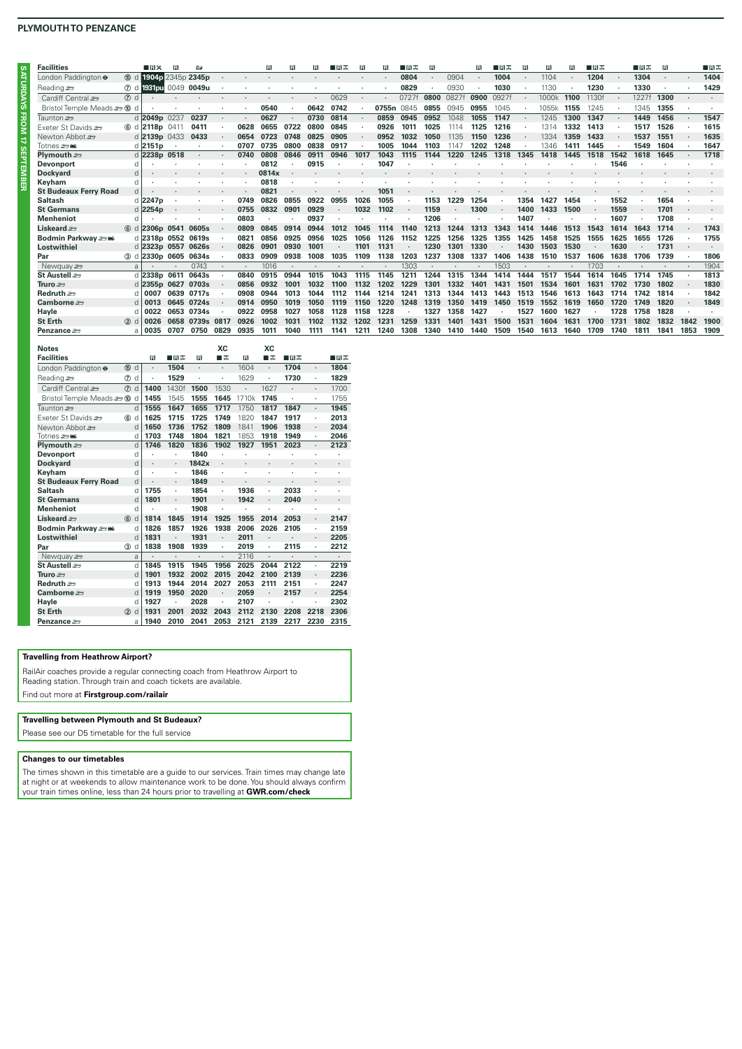# PLYMOUTH TO PENZANCE

**SATURDAYS FROM 17 SEPTEMBER**

| Facilities | | | ■R✕ | R | 🛏 | | | R | R | R | ■R⊼ | R | R | ■R⊼ | R | | R | ■R⊼ | R | R | R | ■R⊼ | | ■R⊼ | R | | ■R⊼ |
|---|---|---|---|---|---|---|---|---|---|---|---|---|---|---|---|---|---|---|---|---|---|---|---|---|---|---|---|
| London Paddington ⊖ | ⑮ | d | 1904p | 2345p | 2345p | · | · | · | · | · | · | · | · | 0804 | · | 0904 | · | 1004 | · | 1104 | · | 1204 | · | 1304 | · | · | 1404 |
| Reading | ⑦ | d | 1931pu | 0049 | 0049u | · | · | · | · | · | · | · | · | 0829 | · | 0930 | · | 1030 | · | 1130 | · | 1230 | · | 1330 | · | · | 1429 |
| Cardiff Central | ⑦ | d | · | · | · | · | · | · | · | · | 0629 | · | · | 0727f | 0800 | 0827f | 0900 | 0927f | · | 1000k | 1100 | 1130f | · | 1227f | 1300 | · | · |
| Bristol Temple Meads | ⑩ | d | · | · | · | · | · | 0540 | · | 0642 | 0742 | · | 0755n | 0845 | 0855 | 0945 | 0955 | 1045 | · | 1055k | 1155 | 1245 | · | 1345 | 1355 | · | · |
| Taunton | | d | 2049p | 0237 | 0237 | · | · | 0627 | · | 0730 | 0814 | · | 0859 | 0945 | 0952 | 1048 | 1055 | 1147 | · | 1245 | 1300 | 1347 | · | 1449 | 1456 | · | 1547 |
| Exeter St Davids | ⑥ | d | 2118p | 0411 | 0411 | · | 0628 | 0655 | 0722 | 0800 | 0845 | · | 0926 | 1011 | 1025 | 1114 | 1125 | 1216 | · | 1314 | 1332 | 1413 | · | 1517 | 1526 | · | 1615 |
| Newton Abbot | | d | 2139p | 0433 | 0433 | · | 0654 | 0723 | 0748 | 0825 | 0905 | · | 0952 | 1032 | 1050 | 1135 | 1150 | 1236 | · | 1334 | 1359 | 1433 | · | 1537 | 1551 | · | 1635 |
| Totnes | | d | 2151p | · | · | · | 0707 | 0735 | 0800 | 0838 | 0917 | · | 1005 | 1044 | 1103 | 1147 | 1202 | 1248 | · | 1346 | 1411 | 1445 | · | 1549 | 1604 | · | 1647 |
| **Plymouth** | | d | 2238p | 0518 | · | · | 0740 | 0808 | 0846 | 0911 | 0946 | 1017 | 1043 | 1115 | 1144 | 1220 | 1245 | 1318 | 1345 | 1418 | 1445 | 1518 | 1542 | 1618 | 1645 | · | 1718 |
| **Devonport** | | d | · | · | · | · | · | 0812 | · | 0915 | · | · | 1047 | · | · | · | · | · | · | · | · | · | 1546 | · | · | · | · |
| **Dockyard** | | d | · | · | · | · | · | 0814x | · | · | · | · | · | · | · | · | · | · | · | · | · | · | · | · | · | · | · |
| **Keyham** | | d | · | · | · | · | · | 0818 | · | · | · | · | · | · | · | · | · | · | · | · | · | · | · | · | · | · | · |
| **St Budeaux Ferry Road** | | d | · | · | · | · | · | 0821 | · | · | · | · | 1051 | · | · | · | · | · | · | · | · | · | · | · | · | · | · |
| **Saltash** | | d | 2247p | · | · | · | 0749 | 0826 | 0855 | 0922 | 0955 | 1026 | 1055 | · | 1153 | 1229 | 1254 | · | 1354 | 1427 | 1454 | · | 1552 | · | 1654 | · | · |
| **St Germans** | | d | 2254p | · | · | · | 0755 | 0832 | 0901 | 0929 | · | 1032 | 1102 | · | 1159 | · | 1300 | · | 1400 | 1433 | 1500 | · | 1559 | · | 1701 | · | · |
| **Menheniot** | | d | · | · | · | · | 0803 | · | · | 0937 | · | · | · | · | 1206 | · | · | · | 1407 | · | · | · | 1607 | · | 1708 | · | · |
| **Liskeard** | ⑥ | d | 2306p | 0541 | 0605s | · | 0809 | 0845 | 0914 | 0944 | 1012 | 1045 | 1114 | 1140 | 1213 | 1244 | 1313 | 1343 | 1414 | 1446 | 1513 | 1543 | 1614 | 1643 | 1714 | · | 1743 |
| **Bodmin Parkway** | | d | 2318p | 0552 | 0619s | · | 0821 | 0856 | 0925 | 0956 | 1025 | 1056 | 1126 | 1152 | 1225 | 1256 | 1325 | 1355 | 1425 | 1458 | 1525 | 1555 | 1625 | 1655 | 1726 | · | 1755 |
| **Lostwithiel** | | d | 2323p | 0557 | 0626s | · | 0826 | 0901 | 0930 | 1001 | · | 1101 | 1131 | · | 1230 | 1301 | 1330 | · | 1430 | 1503 | 1530 | · | 1630 | · | 1731 | · | · |
| **Par** | ③ | d | 2330p | 0605 | 0634s | · | 0833 | 0909 | 0938 | 1008 | 1035 | 1109 | 1138 | 1203 | 1237 | 1308 | 1337 | 1406 | 1438 | 1510 | 1537 | 1606 | 1638 | 1706 | 1739 | · | 1806 |
| Newquay | | a | · | · | 0743 | · | · | 1016 | · | · | · | · | · | 1303 | · | · | · | 1503 | · | · | · | 1703 | · | · | · | · | 1904 |
| **St Austell** | | d | 2338p | 0611 | 0643s | · | 0840 | 0915 | 0944 | 1015 | 1043 | 1115 | 1145 | 1211 | 1244 | 1315 | 1344 | 1414 | 1444 | 1517 | 1544 | 1614 | 1645 | 1714 | 1745 | · | 1813 |
| **Truro** | | d | 2355p | 0627 | 0703s | · | 0856 | 0932 | 1001 | 1032 | 1100 | 1132 | 1202 | 1229 | 1301 | 1332 | 1401 | 1431 | 1501 | 1534 | 1601 | 1631 | 1702 | 1730 | 1802 | · | 1830 |
| **Redruth** | | d | 0007 | 0639 | 0717s | · | 0908 | 0944 | 1013 | 1044 | 1112 | 1144 | 1214 | 1241 | 1313 | 1344 | 1413 | 1443 | 1513 | 1546 | 1613 | 1643 | 1714 | 1742 | 1814 | · | 1842 |
| **Camborne** | | d | 0013 | 0645 | 0724s | · | 0914 | 0950 | 1019 | 1050 | 1119 | 1150 | 1220 | 1248 | 1319 | 1350 | 1419 | 1450 | 1519 | 1552 | 1619 | 1650 | 1720 | 1749 | 1820 | · | 1849 |
| **Hayle** | | d | 0022 | 0653 | 0734s | · | 0922 | 0958 | 1027 | 1058 | 1128 | 1158 | 1228 | · | 1327 | 1358 | 1427 | · | 1527 | 1600 | 1627 | · | 1728 | 1758 | 1828 | · | · |
| **St Erth** | ② | d | 0026 | 0658 | 0739s | 0817 | 0926 | 1002 | 1031 | 1102 | 1132 | 1202 | 1231 | 1259 | 1331 | 1401 | 1431 | 1500 | 1531 | 1604 | 1631 | 1700 | 1731 | 1802 | 1832 | 1842 | 1900 |
| **Penzance** | | a | 0035 | 0707 | 0750 | 0829 | 0935 | 1011 | 1040 | 1111 | 1141 | 1211 | 1240 | 1308 | 1340 | 1410 | 1440 | 1509 | 1540 | 1613 | 1640 | 1709 | 1740 | 1811 | 1841 | 1853 | 1909 |

| Notes | | | | | | XC | | XC | | | |
|---|---|---|---|---|---|---|---|---|---|---|---|
| **Facilities** | | | R | ■R⊼ | R | ■⊼ | R | ■⊼ | ■R⊼ | | ■R⊼ |
| London Paddington ⊖ | ⑮ | d | · | 1504 | · | · | 1604 | · | 1704 | · | 1804 |
| Reading | ⑦ | d | · | 1529 | · | · | 1629 | · | 1730 | · | 1829 |
| Cardiff Central | ⑦ | d | 1400 | 1430f | 1500 | 1530 | · | 1627 | · | · | 1700 |
| Bristol Temple Meads | ⑩ | d | 1455 | 1545 | 1555 | 1645 | 1710k | 1745 | · | · | 1755 |
| Taunton | | d | 1555 | 1647 | 1655 | 1717 | 1750 | 1817 | 1847 | · | 1945 |
| Exeter St Davids | ⑥ | d | 1625 | 1715 | 1725 | 1749 | 1820 | 1847 | 1917 | · | 2013 |
| Newton Abbot | | d | 1650 | 1736 | 1752 | 1809 | 1841 | 1906 | 1938 | · | 2034 |
| Totnes | | d | 1703 | 1748 | 1804 | 1821 | 1853 | 1918 | 1949 | · | 2046 |
| **Plymouth** | | d | 1746 | 1820 | 1836 | 1902 | 1927 | 1951 | 2023 | · | 2123 |
| **Devonport** | | d | · | · | 1840 | · | · | · | · | · | · |
| **Dockyard** | | d | · | · | 1842x | · | · | · | · | · | · |
| **Keyham** | | d | · | · | 1846 | · | · | · | · | · | · |
| **St Budeaux Ferry Road** | | d | · | · | 1849 | · | · | · | · | · | · |
| **Saltash** | | d | 1755 | · | 1854 | · | 1936 | · | 2033 | · | · |
| **St Germans** | | d | 1801 | · | 1901 | · | 1942 | · | 2040 | · | · |
| **Menheniot** | | d | · | · | 1908 | · | · | · | · | · | · |
| **Liskeard** | ⑥ | d | 1814 | 1845 | 1914 | 1925 | 1955 | 2014 | 2053 | · | 2147 |
| **Bodmin Parkway** | | d | 1826 | 1857 | 1926 | 1938 | 2006 | 2026 | 2105 | · | 2159 |
| **Lostwithiel** | | d | 1831 | · | 1931 | · | 2011 | · | · | · | 2205 |
| **Par** | ③ | d | 1838 | 1908 | 1939 | · | 2019 | · | 2115 | · | 2212 |
| Newquay | | a | · | · | · | · | 2116 | · | · | · | · |
| **St Austell** | | d | 1845 | 1915 | 1945 | 1956 | 2025 | 2044 | 2122 | · | 2219 |
| **Truro** | | d | 1901 | 1932 | 2002 | 2015 | 2042 | 2100 | 2139 | · | 2236 |
| **Redruth** | | d | 1913 | 1944 | 2014 | 2027 | 2053 | 2111 | 2151 | · | 2247 |
| **Camborne** | | d | 1919 | 1950 | 2020 | · | 2059 | · | 2157 | · | 2254 |
| **Hayle** | | d | 1927 | · | 2028 | · | 2107 | · | · | · | 2302 |
| **St Erth** | ② | d | 1931 | 2001 | 2032 | 2043 | 2112 | 2130 | 2208 | 2218 | 2306 |
| **Penzance** | | a | 1940 | 2010 | 2041 | 2053 | 2121 | 2139 | 2217 | 2230 | 2315 |

**Travelling from Heathrow Airport?**

RailAir coaches provide a regular connecting coach from Heathrow Airport to Reading station. Through train and coach tickets are available.

Find out more at **Firstgroup.com/railair**

**Travelling between Plymouth and St Budeaux?**

Please see our D5 timetable for the full service

**Changes to our timetables**

The times shown in this timetable are a guide to our services. Train times may change late at night or at weekends to allow maintenance work to be done. You should always confirm your train times online, less than 24 hours prior to travelling at **GWR.com/check**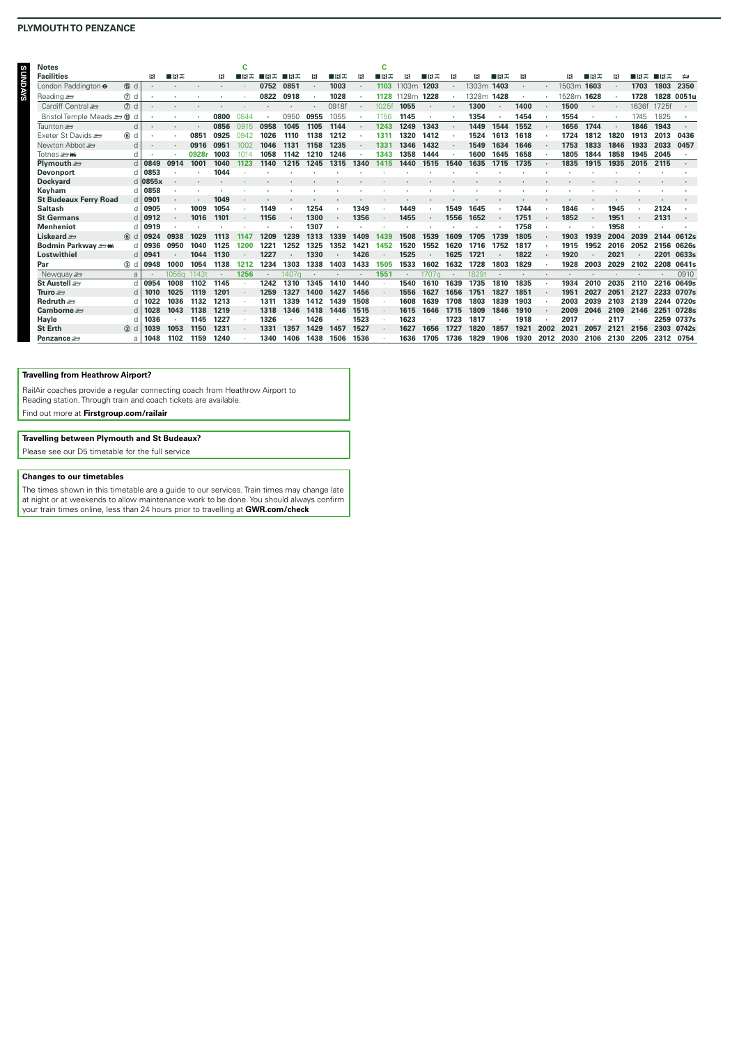## PLYMOUTH TO PENZANCE

**SUNDAYS**

| Notes | | | | | | C | | | | | | C | | | | | | | | | | | | |
|---|---|---|---|---|---|---|---|---|---|---|---|---|---|---|---|---|---|---|---|---|---|---|---|---|
| **Facilities** | | R | ■R✕ | | R | ■R✕ | ■R✕ | ■R✕ | R | ■R✕ | R | ■R✕ | R | ■R✕ | R | R | ■R✕ | R | | R | ■R✕ | R | ■R✕ | ■R✕ | 🚌 |
| London Paddington ⊖ ⑮ | d | · | · | · | · | · | 0752 | 0851 | · | 1003 | · | 1103 | 1103m | 1203 | · | 1303m | 1403 | · | · | 1503m | 1603 | · | 1703 | 1803 | 2350 |
| Reading ⑦ | d | · | · | · | · | · | 0822 | 0918 | · | 1028 | · | 1128 | 1128m | 1228 | · | 1328m | 1428 | · | · | 1528m | 1628 | · | 1728 | 1828 | 0051u |
| Cardiff Central ⑦ | d | · | · | · | · | · | · | · | · | 0918f | · | 1025f | 1055 | · | · | 1300 | · | 1400 | · | 1500 | · | · | 1636f | 1725f | · |
| Bristol Temple Meads ⑩ | d | · | · | · | 0800 | 0844 | · | 0950 | 0955 | 1055 | · | 1156 | 1145 | · | · | 1354 | · | 1454 | · | 1554 | · | · | 1745 | 1825 | · |
| Taunton | d | · | · | · | 0856 | 0915 | 0958 | 1045 | 1105 | 1144 | · | 1243 | 1249 | 1343 | · | 1449 | 1544 | 1552 | · | 1656 | 1744 | · | 1846 | 1943 | · |
| Exeter St Davids ⑥ | d | · | · | 0851 | 0925 | 0942 | 1026 | 1110 | 1138 | 1212 | · | 1311 | 1320 | 1412 | · | 1524 | 1613 | 1618 | · | 1724 | 1812 | 1820 | 1913 | 2013 | 0436 |
| Newton Abbot | d | · | · | 0916 | 0951 | 1002 | 1046 | 1131 | 1158 | 1235 | · | 1331 | 1346 | 1432 | · | 1549 | 1634 | 1646 | · | 1753 | 1833 | 1846 | 1933 | 2033 | 0457 |
| Totnes | d | · | · | 0928r | 1003 | 1014 | 1058 | 1142 | 1210 | 1246 | · | 1343 | 1358 | 1444 | · | 1600 | 1645 | 1658 | · | 1805 | 1844 | 1858 | 1945 | 2045 | · |
| **Plymouth** | d | 0849 | 0914 | 1001 | 1040 | 1123 | 1140 | 1215 | 1245 | 1315 | 1340 | 1415 | 1440 | 1515 | 1540 | 1635 | 1715 | 1735 | · | 1835 | 1915 | 1935 | 2015 | 2115 | · |
| **Devonport** | d | 0853 | · | · | 1044 | · | · | · | · | · | · | · | · | · | · | · | · | · | · | · | · | · | · | · | · |
| **Dockyard** | d | 0855x | · | · | · | · | · | · | · | · | · | · | · | · | · | · | · | · | · | · | · | · | · | · | · |
| **Keyham** | d | 0858 | · | · | · | · | · | · | · | · | · | · | · | · | · | · | · | · | · | · | · | · | · | · | · |
| **St Budeaux Ferry Road** | d | 0901 | · | · | 1049 | · | · | · | · | · | · | · | · | · | · | · | · | · | · | · | · | · | · | · | · |
| **Saltash** | d | 0905 | · | 1009 | 1054 | · | 1149 | · | 1254 | · | 1349 | · | 1449 | · | 1549 | 1645 | · | 1744 | · | 1846 | · | 1945 | · | 2124 | · |
| **St Germans** | d | 0912 | · | 1016 | 1101 | · | 1156 | · | 1300 | · | 1356 | · | 1455 | · | 1556 | 1652 | · | 1751 | · | 1852 | · | 1951 | · | 2131 | · |
| **Menheniot** | d | 0919 | · | · | · | · | · | · | 1307 | · | · | · | · | · | · | · | · | 1758 | · | · | · | 1958 | · | · | · |
| **Liskeard** ⑥ | d | 0924 | 0938 | 1029 | 1113 | 1147 | 1209 | 1239 | 1313 | 1339 | 1409 | 1439 | 1508 | 1539 | 1609 | 1705 | 1739 | 1805 | · | 1903 | 1939 | 2004 | 2039 | 2144 | 0612s |
| **Bodmin Parkway** | d | 0936 | 0950 | 1040 | 1125 | 1200 | 1221 | 1252 | 1325 | 1352 | 1421 | 1452 | 1520 | 1552 | 1620 | 1716 | 1752 | 1817 | · | 1915 | 1952 | 2016 | 2052 | 2156 | 0626s |
| **Lostwithiel** | d | 0941 | · | 1044 | 1130 | · | 1227 | · | 1330 | · | 1426 | · | 1525 | · | 1625 | 1721 | · | 1822 | · | 1920 | · | 2021 | · | 2201 | 0633s |
| **Par** ③ | d | 0948 | 1000 | 1054 | 1138 | 1212 | 1234 | 1303 | 1338 | 1403 | 1433 | 1505 | 1533 | 1602 | 1632 | 1728 | 1803 | 1829 | · | 1928 | 2003 | 2029 | 2102 | 2208 | 0641s |
| Newquay | a | · | 1056q | 1143t | · | 1256 | · | 1407q | · | · | · | 1551 | · | 1707q | · | 1829t | · | · | · | · | · | · | · | · | 0910 |
| **St Austell** | d | 0954 | 1008 | 1102 | 1145 | · | 1242 | 1310 | 1345 | 1410 | 1440 | · | 1540 | 1610 | 1639 | 1735 | 1810 | 1835 | · | 1934 | 2010 | 2035 | 2110 | 2216 | 0649s |
| **Truro** | d | 1010 | 1025 | 1119 | 1201 | · | 1259 | 1327 | 1400 | 1427 | 1456 | · | 1556 | 1627 | 1656 | 1751 | 1827 | 1851 | · | 1951 | 2027 | 2051 | 2127 | 2233 | 0707s |
| **Redruth** | d | 1022 | 1036 | 1132 | 1213 | · | 1311 | 1339 | 1412 | 1439 | 1508 | · | 1608 | 1639 | 1708 | 1803 | 1839 | 1903 | · | 2003 | 2039 | 2103 | 2139 | 2244 | 0720s |
| **Camborne** | d | 1028 | 1043 | 1138 | 1219 | · | 1318 | 1346 | 1418 | 1446 | 1515 | · | 1615 | 1646 | 1715 | 1809 | 1846 | 1910 | · | 2009 | 2046 | 2109 | 2146 | 2251 | 0728s |
| **Hayle** | d | 1036 | · | 1145 | 1227 | · | 1326 | · | 1426 | · | 1523 | · | 1623 | · | 1723 | 1817 | · | 1918 | · | 2017 | · | 2117 | · | 2259 | 0737s |
| **St Erth** ② | d | 1039 | 1053 | 1150 | 1231 | · | 1331 | 1357 | 1429 | 1457 | 1527 | · | 1627 | 1656 | 1727 | 1820 | 1857 | 1921 | 2002 | 2021 | 2057 | 2121 | 2156 | 2303 | 0742s |
| **Penzance** | a | 1048 | 1102 | 1159 | 1240 | · | 1340 | 1406 | 1438 | 1506 | 1536 | · | 1636 | 1705 | 1736 | 1829 | 1906 | 1930 | 2012 | 2030 | 2106 | 2130 | 2205 | 2312 | 0754 |

**Travelling from Heathrow Airport?**

RailAir coaches provide a regular connecting coach from Heathrow Airport to Reading station. Through train and coach tickets are available.

Find out more at **Firstgroup.com/railair**

**Travelling between Plymouth and St Budeaux?**

Please see our D5 timetable for the full service

**Changes to our timetables**

The times shown in this timetable are a guide to our services. Train times may change late at night or at weekends to allow maintenance work to be done. You should always confirm your train times online, less than 24 hours prior to travelling at **GWR.com/check**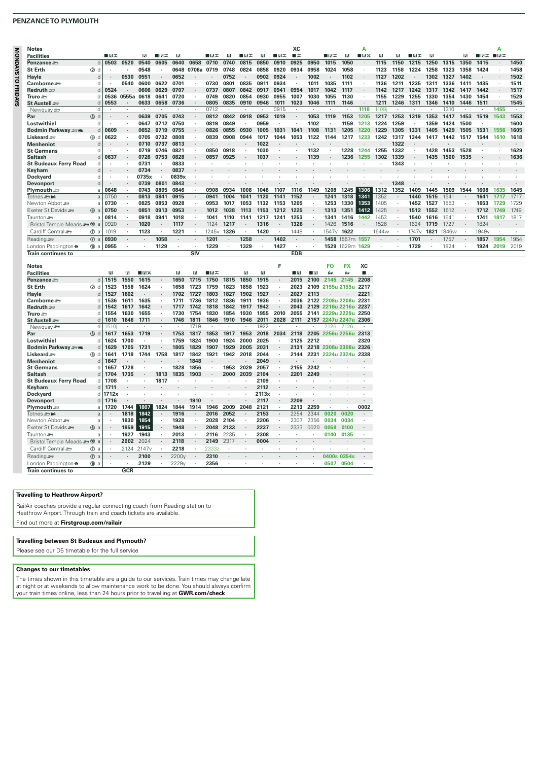# PENZANCE TO PLYMOUTH

**MONDAYS TO FRIDAYS**

| Notes | | | | | | | | | | | | XC | | | | A | | | | | | | | A | |
|---|---|---|---|---|---|---|---|---|---|---|---|---|---|---|---|---|---|---|---|---|---|---|---|---|---|
| **Facilities** | ■R⊼ | | R | ■R⊼ | R | | ■R⊼ | R | ■R⊼ | R | ■R⊼ | ■⊼ | | ■R⊼ | R | ■R✕ | R | R | ■R⊼ | R | | R | ■R⊼ | ■R⊼ | |
| **Penzance** d | 0503 | 0520 | 0540 | 0605 | 0640 | 0658 | 0710 | 0740 | 0815 | 0850 | 0910 | 0925 | 0950 | 1015 | 1050 | · | 1115 | 1150 | 1215 | 1250 | 1315 | 1350 | 1415 | · | 1450 |
| **St Erth** d | · | · | 0548 | · | 0648 | 0706a | 0719 | 0748 | 0824 | 0858 | 0920 | 0934 | 0958 | 1024 | 1058 | · | 1123 | 1158 | 1224 | 1258 | 1323 | 1358 | 1424 | · | 1458 |
| **Hayle** d | · | 0530 | 0551 | · | 0652 | · | · | 0752 | · | 0902 | 0924 | · | 1002 | · | 1102 | · | 1127 | 1202 | · | 1302 | 1327 | 1402 | · | · | 1502 |
| **Camborne** d | · | 0540 | 0600 | 0622 | 0701 | · | 0730 | 0801 | 0835 | 0911 | 0934 | · | 1011 | 1035 | 1111 | · | 1136 | 1211 | 1235 | 1311 | 1336 | 1411 | 1435 | · | 1511 |
| **Redruth** d | 0524 | · | 0606 | 0629 | 0707 | · | 0737 | 0807 | 0842 | 0917 | 0941 | 0954 | 1017 | 1042 | 1117 | · | 1142 | 1217 | 1242 | 1317 | 1342 | 1417 | 1442 | · | 1517 |
| **Truro** d | 0536 | 0555a | 0618 | 0641 | 0720 | · | 0749 | 0820 | 0854 | 0930 | 0955 | 1007 | 1030 | 1055 | 1130 | · | 1155 | 1229 | 1255 | 1330 | 1354 | 1430 | 1454 | · | 1529 |
| **St Austell** d | 0553 | · | 0633 | 0658 | 0736 | · | 0805 | 0835 | 0910 | 0946 | 1011 | 1023 | 1046 | 1111 | 1146 | · | 1211 | 1246 | 1311 | 1346 | 1410 | 1446 | 1511 | · | 1545 |
| Newquay d | · | · | · | · | · | · | 0712 | · | · | · | 0915 | · | · | · | · | 1118 | 1109j | · | · | · | 1310 | · | · | 1455 | · |
| **Par** d | · | · | 0639 | 0705 | 0743 | · | 0812 | 0842 | 0918 | 0953 | 1019 | · | 1053 | 1119 | 1153 | 1205 | 1217 | 1253 | 1319 | 1353 | 1417 | 1453 | 1519 | 1543 | 1553 |
| **Lostwithiel** d | · | · | 0647 | 0712 | 0750 | · | 0819 | 0849 | · | 0959 | · | · | 1102 | · | 1159 | 1213 | 1224 | 1259 | · | 1359 | 1424 | 1500 | · | · | 1600 |
| **Bodmin Parkway** d | 0609 | · | 0652 | 0719 | 0755 | · | 0826 | 0855 | 0930 | 1005 | 1031 | 1041 | 1108 | 1131 | 1205 | 1220 | 1229 | 1305 | 1331 | 1405 | 1429 | 1505 | 1531 | 1556 | 1605 |
| **Liskeard** d | 0622 | · | 0705 | 0732 | 0808 | · | 0839 | 0908 | 0944 | 1017 | 1044 | 1053 | 1122 | 1144 | 1217 | 1233 | 1242 | 1317 | 1344 | 1417 | 1442 | 1517 | 1544 | 1610 | 1618 |
| **Menheniot** d | · | · | 0710 | 0737 | 0813 | · | · | · | · | 1022 | · | · | · | · | · | · | · | 1322 | · | · | · | · | · | · | · |
| **St Germans** d | · | · | 0719 | 0746 | 0821 | · | 0850 | 0918 | · | 1030 | · | · | 1132 | · | 1228 | 1244 | 1255 | 1332 | · | 1428 | 1453 | 1528 | · | · | 1629 |
| **Saltash** d | 0637 | · | 0726 | 0753 | 0828 | · | 0857 | 0925 | · | 1037 | · | · | 1139 | · | 1236 | 1255 | 1302 | 1339 | · | 1435 | 1500 | 1535 | · | · | 1636 |
| **St Budeaux Ferry Road** d | · | · | 0731 | · | 0833 | · | · | · | · | · | · | · | · | · | · | · | · | 1343 | · | · | · | · | · | · | · |
| **Keyham** d | · | · | 0734 | · | 0837 | · | · | · | · | · | · | · | · | · | · | · | · | · | · | · | · | · | · | · | · |
| **Dockyard** d | · | · | 0735x | · | 0839x | · | · | · | · | · | · | · | · | · | · | · | · | · | · | · | · | · | · | · | · |
| **Devonport** d | · | · | 0739 | 0801 | 0843 | · | · | · | · | · | · | · | · | · | · | · | · | 1348 | · | · | · | · | · | · | · |
| **Plymouth** a | 0648 | · | 0743 | 0805 | 0846 | · | 0908 | 0934 | 1008 | 1046 | 1107 | 1116 | 1149 | 1208 | 1245 | 1306 | 1312 | 1352 | 1409 | 1445 | 1509 | 1544 | 1608 | 1635 | 1645 |
| Totnes a | 0750 | · | 0813 | 0841 | 0915 | · | 0941 | 1004 | 1041 | 1120 | 1141 | 1152 | · | 1241 | 1318 | 1341 | 1352 | · | 1440 | 1515 | 1541 | · | 1641 | 1717 | 1717 |
| Newton Abbot a | 0730 | · | 0825 | 0853 | 0928 | · | 0953 | 1017 | 1053 | 1132 | 1153 | 1205 | · | 1253 | 1330 | 1353 | 1405 | · | 1452 | 1527 | 1553 | · | 1653 | 1729 | 1729 |
| Exeter St Davids a | 0750 | · | 0851 | 0913 | 0953 | · | 1012 | 1038 | 1113 | 1153 | 1212 | 1225 | · | 1313 | 1351 | 1412 | 1425 | · | 1512 | 1552 | 1612 | · | 1712 | 1749 | 1749 |
| Taunton a | 0814 | · | 0918 | 0941 | 1018 | · | 1041 | 1110 | 1141 | 1217 | 1241 | 1253 | · | 1341 | 1416 | 1442 | 1453 | · | 1540 | 1616 | 1641 | · | 1741 | 1817 | 1817 |
| Bristol Temple Meads a | 0920 | · | 1020 | · | 1117 | · | 1124 | 1217 | · | 1316 | · | 1326 | · | 1426 | 1516 | · | 1526 | · | 1624 | 1719 | 1727 | · | 1824 | · | · |
| Cardiff Central a | 1019 | · | 1123 | · | 1221 | · | 1245v | 1326 | · | 1420 | · | 1448 | · | 1547v | 1622 | · | 1644w | · | 1747v | 1821 | 1846w | · | 1949v | · | · |
| Reading a | 0930 | · | · | 1058 | · | · | 1201 | · | 1258 | · | 1402 | · | · | 1458 | 1557m | 1557 | · | · | 1701 | · | 1757 | · | 1857 | 1954 | 1954 |
| London Paddington a | 0955 | · | · | 1129 | · | · | 1229 | · | 1329 | · | 1427 | · | · | 1529 | 1629m | 1629 | · | · | 1729 | · | 1824 | · | 1924 | 2019 | 2019 |
| **Train continues to** | | | | | | SIV | | | | | | EDB | | | | | | | | | | | | | |

| Notes | | | | | | | | | | | F | | | FO | FX | XC |
|---|---|---|---|---|---|---|---|---|---|---|---|---|---|---|---|---|
| **Facilities** | R | R | ■R✕ | | R | R | ■R⊼ | | R | R | | ■R | ■R | 🛏 | 🛏 | ■ |
| **Penzance** d | 1515 | 1550 | 1615 | · | 1650 | 1715 | 1750 | 1815 | 1850 | 1915 | · | 2015 | 2100 | 2145 | 2145 | 2208 |
| **St Erth** d | 1523 | 1558 | 1624 | · | 1658 | 1723 | 1759 | 1823 | 1858 | 1923 | · | 2023 | 2109 | 2155u | 2155u | 2217 |
| **Hayle** d | 1527 | 1602 | · | · | 1702 | 1727 | 1803 | 1827 | 1902 | 1927 | · | 2027 | 2113 | · | · | 2221 |
| **Camborne** d | 1536 | 1611 | 1635 | · | 1711 | 1736 | 1812 | 1836 | 1911 | 1936 | · | 2036 | 2122 | 2208u | 2208u | 2231 |
| **Redruth** d | 1542 | 1617 | 1642 | · | 1717 | 1742 | 1818 | 1842 | 1917 | 1942 | · | 2043 | 2129 | 2216u | 2216u | 2237 |
| **Truro** d | 1554 | 1630 | 1655 | · | 1730 | 1754 | 1830 | 1854 | 1930 | 1955 | 2010 | 2055 | 2141 | 2229u | 2229u | 2250 |
| **St Austell** d | 1610 | 1646 | 1711 | · | 1746 | 1811 | 1846 | 1910 | 1946 | 2011 | 2028 | 2111 | 2157 | 2247u | 2247u | 2306 |
| Newquay d | 1510j | · | · | · | · | 1719 | · | · | · | 1922 | · | · | · | 2126 | 2126 | · |
| **Par** d | 1617 | 1652 | 1719 | · | 1753 | 1817 | 1853 | 1917 | 1953 | 2018 | 2034 | 2118 | 2205 | 2256u | 2256u | 2313 |
| **Lostwithiel** d | 1624 | 1700 | · | · | 1759 | 1824 | 1900 | 1924 | 2000 | 2025 | · | 2125 | 2212 | · | · | 2320 |
| **Bodmin Parkway** d | 1629 | 1705 | 1731 | · | 1805 | 1829 | 1907 | 1929 | 2005 | 2031 | · | 2131 | 2218 | 2308u | 2308u | 2326 |
| **Liskeard** d | 1641 | 1718 | 1744 | 1758 | 1817 | 1842 | 1921 | 1942 | 2018 | 2044 | · | 2144 | 2231 | 2324u | 2324u | 2338 |
| **Menheniot** d | 1647 | · | · | · | · | 1848 | · | · | · | 2049 | · | · | · | · | · | · |
| **St Germans** d | 1657 | 1728 | · | · | 1828 | 1856 | · | 1953 | 2029 | 2057 | · | 2155 | 2242 | · | · | · |
| **Saltash** d | 1704 | 1735 | · | 1813 | 1835 | 1903 | · | 2000 | 2039 | 2104 | · | 2201 | 2249 | · | · | · |
| **St Budeaux Ferry Road** d | 1708 | · | · | 1817 | · | · | · | · | · | 2109 | · | · | · | · | · | · |
| **Keyham** d | 1711 | · | · | · | · | · | · | · | · | 2112 | · | · | · | · | · | · |
| **Dockyard** d | 1712x | · | · | · | · | · | · | · | · | 2113x | · | · | · | · | · | · |
| **Devonport** d | 1716 | · | · | · | · | 1910 | · | · | · | 2117 | · | 2209 | · | · | · | · |
| **Plymouth** a | 1720 | 1744 | 1807 | 1824 | 1844 | 1914 | 1946 | 2009 | 2048 | 2121 | · | 2213 | 2259 | · | · | 0002 |
| Totnes a | · | 1818 | 1842 | · | 1916 | · | 2016 | 2052 | · | 2153 | · | 2254 | 2344 | 0020 | 0020 | · |
| Newton Abbot a | · | 1830 | 1854 | · | 1928 | · | 2028 | 2104 | · | 2206 | · | 2307 | 2356 | 0034 | 0034 | · |
| Exeter St Davids a | · | 1859 | 1915 | · | 1948 | · | 2048 | 2133 | · | 2237 | · | 2333 | 0020 | 0058 | 0100 | · |
| Taunton a | · | 1927 | 1943 | · | 2013 | · | 2116 | 2235 | · | 2308 | · | · | · | 0140 | 0135 | · |
| Bristol Temple Meads a | · | 2002 | 2024 | · | 2118 | · | 2149 | 2317 | · | 0004 | · | · | · | · | · | · |
| Cardiff Central a | · | 2124 | 2147v | · | 2218 | · | 2333z | · | · | · | · | · | · | · | · | · |
| Reading a | · | · | 2100 | · | 2200y | · | 2310 | · | · | · | · | · | · | 0400s | 0354s | · |
| London Paddington a | · | · | 2129 | · | 2229y | · | 2356 | · | · | · | · | · | · | 0507 | 0504 | · |
| **Train continues to** | | GCR | | | | | | | | | | | | | | |

**Travelling to Heathrow Airport?**

RailAir coaches provide a regular connecting coach from Reading station to Heathrow Airport. Through train and coach tickets are available.

Find out more at **Firstgroup.com/railair**

**Travelling between St Budeaux and Plymouth?**

Please see our D5 timetable for the full service

**Changes to our timetables**

The times shown in this timetable are a guide to our services. Train times may change late at night or at weekends to allow maintenance work to be done. You should always confirm your train times online, less than 24 hours prior to travelling at **GWR.com/check**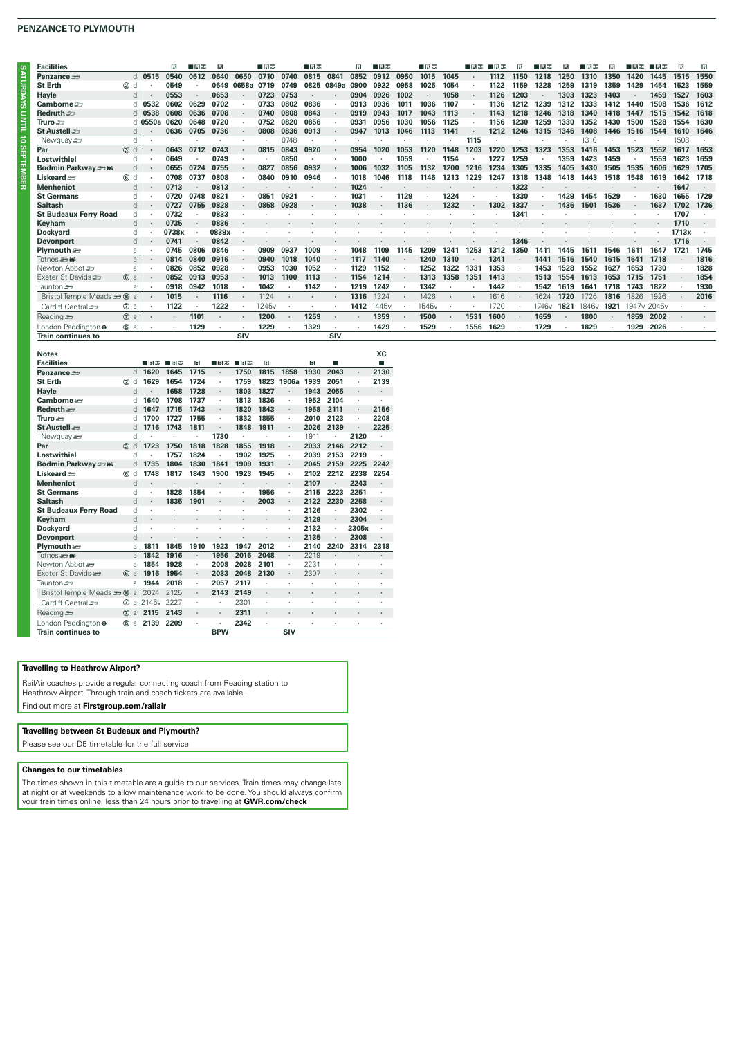## PENZANCE TO PLYMOUTH

**SATURDAYS UNTIL 10 SEPTEMBER**

| Facilities | | | R | ■R☕ | R | | ■R☕ | | ■R☕ | | R | ■R☕ | | ■R☕ | | ■R☕ | ■R☕ | R | ■R☕ | R | ■R☕ | R | ■R☕ | ■R☕ | R | R |
|---|---|---|---|---|---|---|---|---|---|---|---|---|---|---|---|---|---|---|---|---|---|---|---|---|---|---|
| **Penzance** | d | 0515 | 0540 | 0612 | 0640 | 0650 | 0710 | 0740 | 0815 | 0841 | 0852 | 0912 | 0950 | 1015 | 1045 | · | 1112 | 1150 | 1218 | 1250 | 1310 | 1350 | 1420 | 1445 | 1515 | 1550 |
| **St Erth** ② | d | · | 0549 | · | 0649 | 0658a | 0719 | 0749 | 0825 | 0849a | 0900 | 0922 | 0958 | 1025 | 1054 | · | 1122 | 1159 | 1228 | 1259 | 1319 | 1359 | 1429 | 1454 | 1523 | 1559 |
| **Hayle** | d | · | 0553 | · | 0653 | · | 0723 | 0753 | · | · | 0904 | 0926 | 1002 | · | 1058 | · | 1126 | 1203 | · | 1303 | 1323 | 1403 | · | 1459 | 1527 | 1603 |
| **Camborne** | d | 0532 | 0602 | 0629 | 0702 | · | 0733 | 0802 | 0836 | · | 0913 | 0936 | 1011 | 1036 | 1107 | · | 1136 | 1212 | 1239 | 1312 | 1333 | 1412 | 1440 | 1508 | 1536 | 1612 |
| **Redruth** | d | 0538 | 0608 | 0636 | 0708 | · | 0740 | 0808 | 0843 | · | 0919 | 0943 | 1017 | 1043 | 1113 | · | 1143 | 1218 | 1246 | 1318 | 1340 | 1418 | 1447 | 1515 | 1542 | 1618 |
| **Truro** | d | 0550a | 0620 | 0648 | 0720 | · | 0752 | 0820 | 0856 | · | 0931 | 0956 | 1030 | 1056 | 1125 | · | 1156 | 1230 | 1259 | 1330 | 1352 | 1430 | 1500 | 1528 | 1554 | 1630 |
| **St Austell** | d | · | 0636 | 0705 | 0736 | · | 0808 | 0836 | 0913 | · | 0947 | 1013 | 1046 | 1113 | 1141 | · | 1212 | 1246 | 1315 | 1346 | 1408 | 1446 | 1516 | 1544 | 1610 | 1646 |
| Newquay | d | · | · | · | · | · | · | 0748 | · | · | · | · | · | · | · | 1115 | · | · | · | · | 1310 | · | · | · | 1508 | · |
| **Par** ③ | d | · | 0643 | 0712 | 0743 | · | 0815 | 0843 | 0920 | · | 0954 | 1020 | 1053 | 1120 | 1148 | 1203 | 1220 | 1253 | 1323 | 1353 | 1416 | 1453 | 1523 | 1552 | 1617 | 1653 |
| **Lostwithiel** | d | · | 0649 | · | 0749 | · | · | 0850 | · | · | 1000 | · | 1059 | · | 1154 | · | 1227 | 1259 | · | 1359 | 1423 | 1459 | · | 1559 | 1623 | 1659 |
| **Bodmin Parkway** | d | · | 0655 | 0724 | 0755 | · | 0827 | 0856 | 0932 | · | 1006 | 1032 | 1105 | 1132 | 1200 | 1216 | 1234 | 1305 | 1335 | 1405 | 1430 | 1505 | 1535 | 1606 | 1629 | 1705 |
| **Liskeard** ⑥ | d | · | 0708 | 0737 | 0808 | · | 0840 | 0910 | 0946 | · | 1018 | 1046 | 1118 | 1146 | 1213 | 1229 | 1247 | 1318 | 1348 | 1418 | 1443 | 1518 | 1548 | 1619 | 1642 | 1718 |
| **Menheniot** | d | · | 0713 | · | 0813 | · | · | · | · | · | 1024 | · | · | · | · | · | · | 1323 | · | · | · | · | · | · | 1647 | · |
| **St Germans** | d | · | 0720 | 0748 | 0821 | · | 0851 | 0921 | · | · | 1031 | · | 1129 | · | 1224 | · | · | 1330 | · | 1429 | 1454 | 1529 | · | 1630 | 1655 | 1729 |
| **Saltash** | d | · | 0727 | 0755 | 0828 | · | 0858 | 0928 | · | · | 1038 | · | 1136 | · | 1232 | · | 1302 | 1337 | · | 1436 | 1501 | 1536 | · | 1637 | 1702 | 1736 |
| **St Budeaux Ferry Road** | d | · | 0732 | · | 0833 | · | · | · | · | · | · | · | · | · | · | · | · | 1341 | · | · | · | · | · | · | 1707 | · |
| **Keyham** | d | · | 0735 | · | 0836 | · | · | · | · | · | · | · | · | · | · | · | · | · | · | · | · | · | · | · | 1710 | · |
| **Dockyard** | d | · | 0738x | · | 0839x | · | · | · | · | · | · | · | · | · | · | · | · | · | · | · | · | · | · | · | 1713x | · |
| **Devonport** | d | · | 0741 | · | 0842 | · | · | · | · | · | · | · | · | · | · | · | · | 1346 | · | · | · | · | · | · | 1716 | · |
| **Plymouth** | a | · | 0745 | 0806 | 0846 | · | 0909 | 0937 | 1009 | · | 1048 | 1109 | 1145 | 1209 | 1241 | 1253 | 1312 | 1350 | 1411 | 1445 | 1511 | 1546 | 1611 | 1647 | 1721 | 1745 |
| Totnes | a | · | 0814 | 0840 | 0916 | · | 0940 | 1018 | 1040 | · | 1117 | 1140 | · | 1240 | 1310 | · | 1341 | · | 1441 | 1516 | 1540 | 1615 | 1641 | 1718 | · | 1816 |
| Newton Abbot | a | · | 0826 | 0852 | 0928 | · | 0953 | 1030 | 1052 | · | 1129 | 1152 | · | 1252 | 1322 | 1331 | 1353 | · | 1453 | 1528 | 1552 | 1627 | 1653 | 1730 | · | 1828 |
| Exeter St Davids ⑥ | a | · | 0852 | 0913 | 0953 | · | 1013 | 1100 | 1113 | · | 1154 | 1214 | · | 1313 | 1358 | 1351 | 1413 | · | 1513 | 1554 | 1613 | 1653 | 1715 | 1751 | · | 1854 |
| Taunton | a | · | 0918 | 0942 | 1018 | · | 1042 | · | 1142 | · | 1219 | 1242 | · | 1342 | · | · | 1442 | · | 1542 | 1619 | 1641 | 1718 | 1743 | 1822 | · | 1930 |
| Bristol Temple Meads ⑩ | a | · | 1015 | · | 1116 | · | 1124 | · | · | · | 1316 | 1324 | · | 1426 | · | · | 1616 | · | 1624 | 1720 | 1726 | 1816 | 1826 | 1926 | · | 2016 |
| Cardiff Central ⑦ | a | · | 1122 | · | 1222 | · | 1245v | · | · | · | 1412 | 1445v | · | 1545v | · | · | 1720 | · | 1746v | 1821 | 1846v | 1921 | 1947v | 2045v | · | · |
| Reading ⑦ | a | · | · | 1101 | · | · | 1200 | · | 1259 | · | · | 1359 | · | 1500 | · | 1531 | 1600 | · | 1659 | · | 1800 | · | 1859 | 2002 | · | · |
| London Paddington ⑮ | a | · | · | 1129 | · | · | 1229 | · | 1329 | · | · | 1429 | · | 1529 | · | 1556 | 1629 | · | 1729 | · | 1829 | · | 1929 | 2026 | · | · |
| **Train continues to** | | | | | | SIV | | | | SIV | | | | | | | | | | | | | | | | |

| Notes | | | | | | | | | | | | XC |
|---|---|---|---|---|---|---|---|---|---|---|---|---|
| **Facilities** | | ■R☕ | ■R☕ | R | ■R☕ | ■R☕ | R | | R | ■ | | ■ |
| **Penzance** | d | 1620 | 1645 | 1715 | · | 1750 | 1815 | 1858 | 1930 | 2043 | · | 2130 |
| **St Erth** ② | d | 1629 | 1654 | 1724 | · | 1759 | 1823 | 1906a | 1939 | 2051 | · | 2139 |
| **Hayle** | d | · | 1658 | 1728 | · | 1803 | 1827 | · | 1943 | 2055 | · | · |
| **Camborne** | d | 1640 | 1708 | 1737 | · | 1813 | 1836 | · | 1952 | 2104 | · | · |
| **Redruth** | d | 1647 | 1715 | 1743 | · | 1820 | 1843 | · | 1958 | 2111 | · | 2156 |
| **Truro** | d | 1700 | 1727 | 1755 | · | 1832 | 1855 | · | 2010 | 2123 | · | 2208 |
| **St Austell** | d | 1716 | 1743 | 1811 | · | 1848 | 1911 | · | 2026 | 2139 | · | 2225 |
| Newquay | d | · | · | · | 1730 | · | · | · | 1911 | · | 2120 | · |
| **Par** ③ | d | 1723 | 1750 | 1818 | 1828 | 1855 | 1918 | · | 2033 | 2146 | 2212 | · |
| **Lostwithiel** | d | · | 1757 | 1824 | · | 1902 | 1925 | · | 2039 | 2153 | 2219 | · |
| **Bodmin Parkway** | d | 1735 | 1804 | 1830 | 1841 | 1909 | 1931 | · | 2045 | 2159 | 2225 | 2242 |
| **Liskeard** ⑥ | d | 1748 | 1817 | 1843 | 1900 | 1923 | 1945 | · | 2102 | 2212 | 2238 | 2254 |
| **Menheniot** | d | · | · | · | · | · | · | · | 2107 | · | 2243 | · |
| **St Germans** | d | · | 1828 | 1854 | · | · | 1956 | · | 2115 | 2223 | 2251 | · |
| **Saltash** | d | · | 1835 | 1901 | · | · | 2003 | · | 2122 | 2230 | 2258 | · |
| **St Budeaux Ferry Road** | d | · | · | · | · | · | · | · | 2126 | · | 2302 | · |
| **Keyham** | d | · | · | · | · | · | · | · | 2129 | · | 2304 | · |
| **Dockyard** | d | · | · | · | · | · | · | · | 2132 | · | 2305x | · |
| **Devonport** | d | · | · | · | · | · | · | · | 2135 | · | 2308 | · |
| **Plymouth** | a | 1811 | 1845 | 1910 | 1923 | 1947 | 2012 | · | 2140 | 2240 | 2314 | 2318 |
| Totnes | a | 1842 | 1916 | · | 1956 | 2016 | 2048 | · | 2219 | · | · | · |
| Newton Abbot | a | 1854 | 1928 | · | 2008 | 2028 | 2101 | · | 2231 | · | · | · |
| Exeter St Davids ⑥ | a | 1916 | 1954 | · | 2033 | 2048 | 2130 | · | 2307 | · | · | · |
| Taunton | a | 1944 | 2018 | · | 2057 | 2117 | · | · | · | · | · | · |
| Bristol Temple Meads ⑩ | a | 2024 | 2125 | · | 2143 | 2149 | · | · | · | · | · | · |
| Cardiff Central ⑦ | a | 2145v | 2227 | · | · | 2301 | · | · | · | · | · | · |
| Reading ⑦ | a | 2115 | 2143 | · | · | 2311 | · | · | · | · | · | · |
| London Paddington ⑮ | a | 2139 | 2209 | · | · | 2342 | · | · | · | · | · | · |
| **Train continues to** | | | | | BPW | | | SIV | | | | |

**Travelling to Heathrow Airport?**

RailAir coaches provide a regular connecting coach from Reading station to Heathrow Airport. Through train and coach tickets are available.

Find out more at **Firstgroup.com/railair**

**Travelling between St Budeaux and Plymouth?**

Please see our D5 timetable for the full service

**Changes to our timetables**

The times shown in this timetable are a guide to our services. Train times may change late at night or at weekends to allow maintenance work to be done. You should always confirm your train times online, less than 24 hours prior to travelling at **GWR.com/check**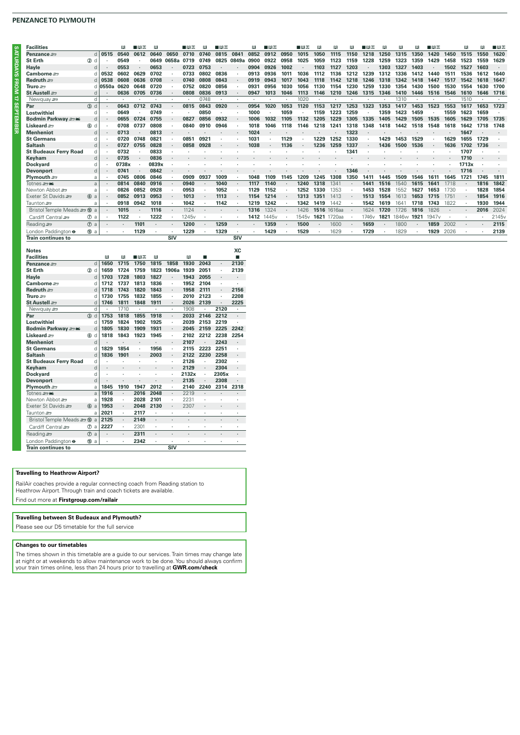## PENZANCE TO PLYMOUTH

**SATURDAYS FROM 17 SEPTEMBER**

| Facilities | | | | ■🅁☕ | 🅁 | | ■🅁☕ | 🅁 | ■🅁☕ | | 🅁 | ■🅁☕ | | ■🅁☕ | 🅁 | 🅁 | 🅁 | ■🅁☕ | 🅁 | 🅁 | 🅁 | ■🅁☕ | | 🅁 | 🅁 | ■🅁☕ |
|---|---|---|---|---|---|---|---|---|---|---|---|---|---|---|---|---|---|---|---|---|---|---|---|---|---|---|
| Penzance | d | 0515 | 0540 | 0612 | 0640 | 0650 | 0710 | 0740 | 0815 | 0841 | 0852 | 0912 | 0950 | 1015 | 1050 | 1115 | 1150 | 1218 | 1250 | 1315 | 1350 | 1420 | 1450 | 1515 | 1550 | 1620 |
| St Erth ② | d | · | 0549 | · | 0649 | 0658a | 0719 | 0749 | 0825 | 0849a | 0900 | 0922 | 0958 | 1025 | 1059 | 1123 | 1159 | 1228 | 1259 | 1323 | 1359 | 1429 | 1458 | 1523 | 1559 | 1629 |
| Hayle | d | · | 0553 | · | 0653 | · | 0723 | 0753 | · | · | 0904 | 0926 | 1002 | · | 1103 | 1127 | 1203 | · | 1303 | 1327 | 1403 | · | 1502 | 1527 | 1603 | · |
| Camborne | d | 0532 | 0602 | 0629 | 0702 | · | 0733 | 0802 | 0836 | · | 0913 | 0936 | 1011 | 1036 | 1112 | 1136 | 1212 | 1239 | 1312 | 1336 | 1412 | 1440 | 1511 | 1536 | 1612 | 1640 |
| Redruth | d | 0538 | 0608 | 0636 | 0708 | · | 0740 | 0808 | 0843 | · | 0919 | 0943 | 1017 | 1043 | 1118 | 1142 | 1218 | 1246 | 1318 | 1342 | 1418 | 1447 | 1517 | 1542 | 1618 | 1647 |
| Truro | d | 0550a | 0620 | 0648 | 0720 | · | 0752 | 0820 | 0856 | · | 0931 | 0956 | 1030 | 1056 | 1130 | 1154 | 1230 | 1259 | 1330 | 1354 | 1430 | 1500 | 1530 | 1554 | 1630 | 1700 |
| St Austell | d | · | 0636 | 0705 | 0736 | · | 0808 | 0836 | 0913 | · | 0947 | 1013 | 1046 | 1113 | 1146 | 1210 | 1246 | 1315 | 1346 | 1410 | 1446 | 1516 | 1546 | 1610 | 1646 | 1716 |
| Newquay | d | · | · | · | · | · | · | 0748 | · | · | · | · | · | 1020 | · | · | · | · | · | 1310 | · | · | · | 1510 | · | · |
| Par ③ | d | · | 0643 | 0712 | 0743 | · | 0815 | 0843 | 0920 | · | 0954 | 1020 | 1053 | 1120 | 1153 | 1217 | 1253 | 1323 | 1353 | 1417 | 1453 | 1523 | 1553 | 1617 | 1653 | 1723 |
| Lostwithiel | d | · | 0649 | · | 0749 | · | · | 0850 | · | · | 1000 | · | 1059 | · | 1159 | 1223 | 1259 | · | 1359 | 1423 | 1459 | · | 1559 | 1623 | 1659 | · |
| Bodmin Parkway | d | · | 0655 | 0724 | 0755 | · | 0827 | 0856 | 0932 | · | 1006 | 1032 | 1105 | 1132 | 1205 | 1229 | 1305 | 1335 | 1405 | 1429 | 1505 | 1535 | 1605 | 1629 | 1705 | 1735 |
| Liskeard ⑥ | d | · | 0708 | 0737 | 0808 | · | 0840 | 0910 | 0946 | · | 1018 | 1046 | 1118 | 1146 | 1218 | 1241 | 1318 | 1348 | 1418 | 1442 | 1518 | 1548 | 1618 | 1642 | 1718 | 1748 |
| Menheniot | d | · | 0713 | · | 0813 | · | · | · | · | · | 1024 | · | · | · | · | · | 1323 | · | · | · | · | · | · | 1647 | · | · |
| St Germans | d | · | 0720 | 0748 | 0821 | · | 0851 | 0921 | · | · | 1031 | · | 1129 | · | 1229 | 1252 | 1330 | · | 1429 | 1453 | 1529 | · | 1629 | 1655 | 1729 | · |
| Saltash | d | · | 0727 | 0755 | 0828 | · | 0858 | 0928 | · | · | 1038 | · | 1136 | · | 1236 | 1259 | 1337 | · | 1436 | 1500 | 1536 | · | 1636 | 1702 | 1736 | · |
| St Budeaux Ferry Road | d | · | 0732 | · | 0833 | · | · | · | · | · | · | · | · | · | · | · | 1341 | · | · | · | · | · | · | 1707 | · | · |
| Keyham | d | · | 0735 | · | 0836 | · | · | · | · | · | · | · | · | · | · | · | · | · | · | · | · | · | · | 1710 | · | · |
| Dockyard | d | · | 0738x | · | 0839x | · | · | · | · | · | · | · | · | · | · | · | · | · | · | · | · | · | · | 1713x | · | · |
| Devonport | d | · | 0741 | · | 0842 | · | · | · | · | · | · | · | · | · | · | · | 1346 | · | · | · | · | · | · | 1716 | · | · |
| Plymouth | a | · | 0745 | 0806 | 0846 | · | 0909 | 0937 | 1009 | · | 1048 | 1109 | 1145 | 1209 | 1245 | 1308 | 1350 | 1411 | 1445 | 1509 | 1546 | 1611 | 1645 | 1721 | 1745 | 1811 |
| Totnes | a | · | 0814 | 0840 | 0916 | · | 0940 | · | 1040 | · | 1117 | 1140 | · | 1240 | 1318 | 1341 | · | 1441 | 1516 | 1540 | 1615 | 1641 | 1718 | · | 1816 | 1842 |
| Newton Abbot | a | · | 0826 | 0852 | 0928 | · | 0953 | · | 1052 | · | 1129 | 1152 | · | 1252 | 1330 | 1353 | · | 1453 | 1528 | 1552 | 1627 | 1653 | 1730 | · | 1828 | 1854 |
| Exeter St Davids ⑥ | a | · | 0852 | 0913 | 0953 | · | 1013 | · | 1113 | · | 1154 | 1214 | · | 1313 | 1351 | 1413 | · | 1513 | 1554 | 1613 | 1653 | 1715 | 1751 | · | 1854 | 1916 |
| Taunton | a | · | 0918 | 0942 | 1018 | · | 1042 | · | 1142 | · | 1219 | 1242 | · | 1342 | 1419 | 1442 | · | 1542 | 1619 | 1641 | 1718 | 1743 | 1822 | · | 1930 | 1944 |
| Bristol Temple Meads ⑩ | a | · | 1015 | · | 1116 | · | 1124 | · | · | · | 1316 | 1324 | · | 1426 | 1516 | 1616aa | · | 1624 | 1720 | 1726 | 1816 | 1826 | · | · | 2016 | 2024 |
| Cardiff Central ⑦ | a | · | 1122 | · | 1222 | · | 1245v | · | · | · | 1412 | 1445v | · | 1545v | 1621 | 1720aa | · | 1746v | 1821 | 1846w | 1921 | 1947v | · | · | · | 2145v |
| Reading ⑦ | a | · | · | 1101 | · | · | 1200 | · | 1259 | · | · | 1359 | · | 1500 | · | 1600 | · | 1659 | · | 1800 | · | 1859 | 2002 | · | · | 2115 |
| London Paddington ⑮ | a | · | · | 1129 | · | · | 1229 | · | 1329 | · | · | 1429 | · | 1529 | · | 1629 | · | 1729 | · | 1829 | · | 1929 | 2026 | · | · | 2139 |
| Train continues to | | | | | | SIV | | | | SIV | | | | | | | | | | | | | | | | |

| Notes | | | | | | | | | | XC |
|---|---|---|---|---|---|---|---|---|---|---|
| Facilities | | 🅁 | 🅁 | ■🅁☕ | 🅁 | | 🅁 | ■ | | ■ |
| Penzance | d | 1650 | 1715 | 1750 | 1815 | 1858 | 1930 | 2043 | · | 2130 |
| St Erth ② | d | 1659 | 1724 | 1759 | 1823 | 1906a | 1939 | 2051 | · | 2139 |
| Hayle | d | 1703 | 1728 | 1803 | 1827 | · | 1943 | 2055 | · | · |
| Camborne | d | 1712 | 1737 | 1813 | 1836 | · | 1952 | 2104 | · | · |
| Redruth | d | 1718 | 1743 | 1820 | 1843 | · | 1958 | 2111 | · | 2156 |
| Truro | d | 1730 | 1755 | 1832 | 1855 | · | 2010 | 2123 | · | 2208 |
| St Austell | d | 1746 | 1811 | 1848 | 1911 | · | 2026 | 2139 | · | 2225 |
| Newquay | d | · | 1710 | · | · | · | 1908 | · | 2120 | · |
| Par ③ | d | 1753 | 1818 | 1855 | 1918 | · | 2033 | 2146 | 2212 | · |
| Lostwithiel | d | 1759 | 1824 | 1902 | 1925 | · | 2039 | 2153 | 2219 | · |
| Bodmin Parkway | d | 1805 | 1830 | 1909 | 1931 | · | 2045 | 2159 | 2225 | 2242 |
| Liskeard ⑥ | d | 1818 | 1843 | 1923 | 1945 | · | 2102 | 2212 | 2238 | 2254 |
| Menheniot | d | · | · | · | · | · | 2107 | · | 2243 | · |
| St Germans | d | 1829 | 1854 | · | 1956 | · | 2115 | 2223 | 2251 | · |
| Saltash | d | 1836 | 1901 | · | 2003 | · | 2122 | 2230 | 2258 | · |
| St Budeaux Ferry Road | d | · | · | · | · | · | 2126 | · | 2302 | · |
| Keyham | d | · | · | · | · | · | 2129 | · | 2304 | · |
| Dockyard | d | · | · | · | · | · | 2132x | · | 2305x | · |
| Devonport | d | · | · | · | · | · | 2135 | · | 2308 | · |
| Plymouth | a | 1845 | 1910 | 1947 | 2012 | · | 2140 | 2240 | 2314 | 2318 |
| Totnes | a | 1916 | · | 2016 | 2048 | · | 2219 | · | · | · |
| Newton Abbot | a | 1928 | · | 2028 | 2101 | · | 2231 | · | · | · |
| Exeter St Davids ⑥ | a | 1953 | · | 2048 | 2130 | · | 2307 | · | · | · |
| Taunton | a | 2021 | · | 2117 | · | · | · | · | · | · |
| Bristol Temple Meads ⑩ | a | 2125 | · | 2149 | · | · | · | · | · | · |
| Cardiff Central ⑦ | a | 2227 | · | 2301 | · | · | · | · | · | · |
| Reading ⑦ | a | · | · | 2311 | · | · | · | · | · | · |
| London Paddington ⑮ | a | · | · | 2342 | · | · | · | · | · | · |
| Train continues to | | | | | | SIV | | | | |

**Travelling to Heathrow Airport?**

RailAir coaches provide a regular connecting coach from Reading station to Heathrow Airport. Through train and coach tickets are available.

Find out more at **Firstgroup.com/railair**

**Travelling between St Budeaux and Plymouth?**

Please see our D5 timetable for the full service

**Changes to our timetables**

The times shown in this timetable are a guide to our services. Train times may change late at night or at weekends to allow maintenance work to be done. You should always confirm your train times online, less than 24 hours prior to travelling at **GWR.com/check**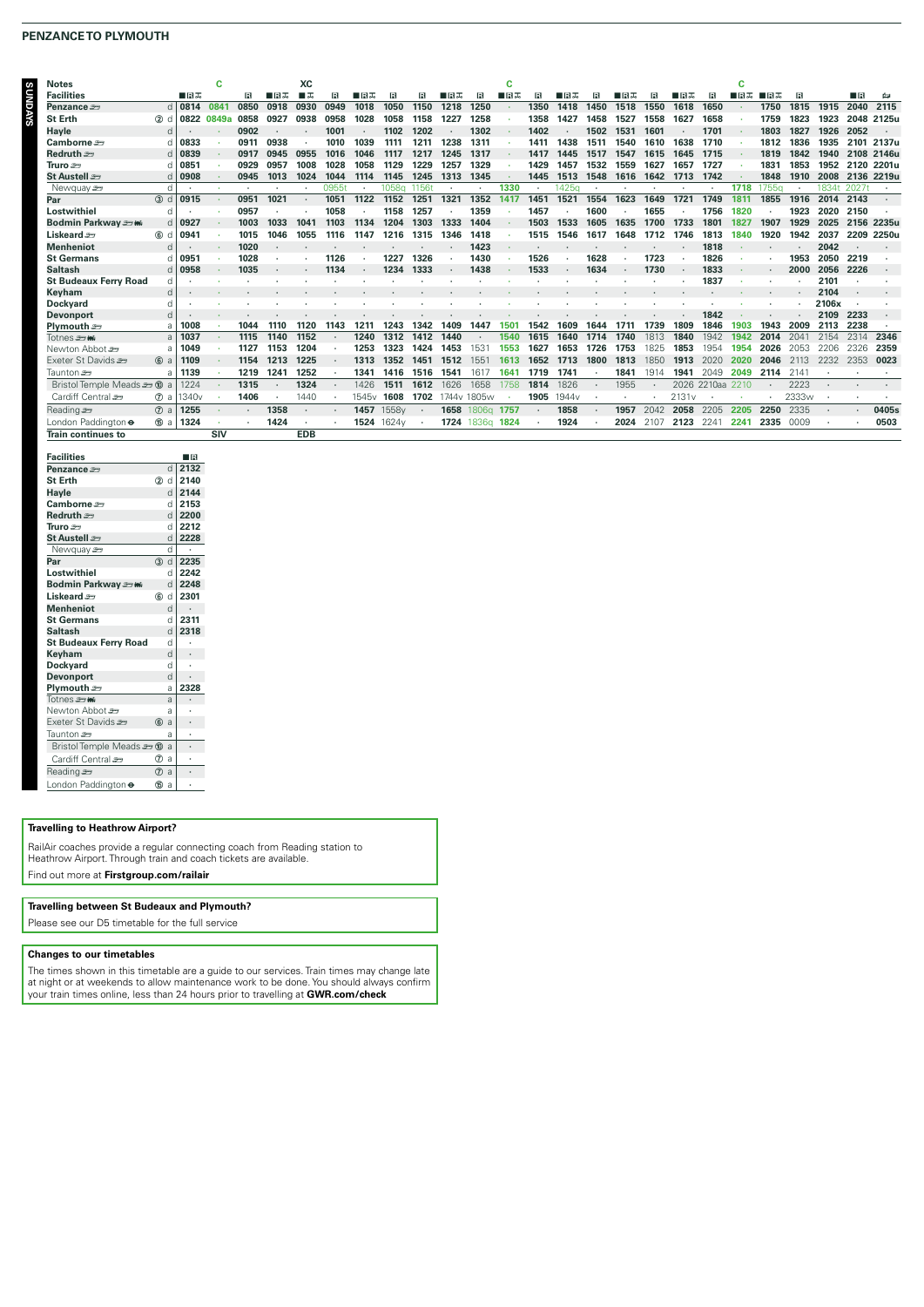## PENZANCE TO PLYMOUTH

**SUNDAYS**

| Notes | | | C | | | XC | | | | | | | C | | | | | | | | C | | | | | |
|---|---|---|---|---|---|---|---|---|---|---|---|---|---|---|---|---|---|---|---|---|---|---|---|---|---|---|
| **Facilities** | | ■R✕ | | R | ■R✕ | ■✕ | R | ■R✕ | R | R | ■R✕ | R | ■R✕ | R | ■R✕ | R | ■R✕ | R | ■R✕ | R | ■R✕ | ■R✕ | R | | ■R | bus |
| **Penzance** | d | 0814 | 0841 | 0850 | 0918 | 0930 | 0949 | 1018 | 1050 | 1150 | 1218 | 1250 | · | 1350 | 1418 | 1450 | 1518 | 1550 | 1618 | 1650 | · | 1750 | 1815 | 1915 | 2040 | 2115 |
| **St Erth** ② | d | 0822 | 0849a | 0858 | 0927 | 0938 | 0958 | 1028 | 1058 | 1158 | 1227 | 1258 | · | 1358 | 1427 | 1458 | 1527 | 1558 | 1627 | 1658 | · | 1759 | 1823 | 1923 | 2048 | 2125u |
| **Hayle** | d | · | · | 0902 | · | · | 1001 | · | 1102 | 1202 | · | 1302 | · | 1402 | · | 1502 | 1531 | 1601 | · | 1701 | · | 1803 | 1827 | 1926 | 2052 | · |
| **Camborne** | d | 0833 | · | 0911 | 0938 | · | 1010 | 1039 | 1111 | 1211 | 1238 | 1311 | · | 1411 | 1438 | 1511 | 1540 | 1610 | 1638 | 1710 | · | 1812 | 1836 | 1935 | 2101 | 2137u |
| **Redruth** | d | 0839 | · | 0917 | 0945 | 0955 | 1016 | 1046 | 1117 | 1217 | 1245 | 1317 | · | 1417 | 1445 | 1517 | 1547 | 1615 | 1645 | 1715 | · | 1819 | 1842 | 1940 | 2108 | 2146u |
| **Truro** | d | 0851 | · | 0929 | 0957 | 1008 | 1028 | 1058 | 1129 | 1229 | 1257 | 1329 | · | 1429 | 1457 | 1532 | 1559 | 1627 | 1657 | 1727 | · | 1831 | 1853 | 1952 | 2120 | 2201u |
| **St Austell** | d | 0908 | · | 0945 | 1013 | 1024 | 1044 | 1114 | 1145 | 1245 | 1313 | 1345 | · | 1445 | 1513 | 1548 | 1616 | 1642 | 1713 | 1742 | · | 1848 | 1910 | 2008 | 2136 | 2219u |
| Newquay | d | · | · | · | · | · | 0955t | · | 1058q | 1156t | · | · | 1330 | · | 1425q | · | · | · | · | · | 1718 | 1755q | · | 1834t | 2027t | · |
| **Par** ③ | d | 0915 | · | 0951 | 1021 | · | 1051 | 1122 | 1152 | 1251 | 1321 | 1352 | 1417 | 1451 | 1521 | 1554 | 1623 | 1649 | 1721 | 1749 | 1811 | 1855 | 1916 | 2014 | 2143 | · |
| **Lostwithiel** | d | · | · | 0957 | · | · | 1058 | · | 1158 | 1257 | · | 1359 | · | 1457 | · | 1600 | · | 1655 | · | 1756 | 1820 | · | 1923 | 2020 | 2150 | · |
| **Bodmin Parkway** | d | 0927 | · | 1003 | 1033 | 1041 | 1103 | 1134 | 1204 | 1303 | 1333 | 1404 | · | 1503 | 1533 | 1605 | 1635 | 1700 | 1733 | 1801 | 1827 | 1907 | 1929 | 2025 | 2156 | 2235u |
| **Liskeard** ⑥ | d | 0941 | · | 1015 | 1046 | 1055 | 1116 | 1147 | 1216 | 1315 | 1346 | 1418 | · | 1515 | 1546 | 1617 | 1648 | 1712 | 1746 | 1813 | 1840 | 1920 | 1942 | 2037 | 2209 | 2250u |
| **Menheniot** | d | · | · | 1020 | · | · | · | · | · | · | · | 1423 | · | · | · | · | · | · | · | 1818 | · | · | · | 2042 | · | · |
| **St Germans** | d | 0951 | · | 1028 | · | · | 1126 | · | 1227 | 1326 | · | 1430 | · | 1526 | · | 1628 | · | 1723 | · | 1826 | · | · | 1953 | 2050 | 2219 | · |
| **Saltash** | d | 0958 | · | 1035 | · | · | 1134 | · | 1234 | 1333 | · | 1438 | · | 1533 | · | 1634 | · | 1730 | · | 1833 | · | · | 2000 | 2056 | 2226 | · |
| **St Budeaux Ferry Road** | d | · | · | · | · | · | · | · | · | · | · | · | · | · | · | · | · | · | · | 1837 | · | · | · | 2101 | · | · |
| **Keyham** | d | · | · | · | · | · | · | · | · | · | · | · | · | · | · | · | · | · | · | · | · | · | · | 2104 | · | · |
| **Dockyard** | d | · | · | · | · | · | · | · | · | · | · | · | · | · | · | · | · | · | · | · | · | · | · | 2106x | · | · |
| **Devonport** | d | · | · | · | · | · | · | · | · | · | · | · | · | · | · | · | · | · | · | 1842 | · | · | · | 2109 | 2233 | · |
| **Plymouth** | a | 1008 | · | 1044 | 1110 | 1120 | 1143 | 1211 | 1243 | 1342 | 1409 | 1447 | 1501 | 1542 | 1609 | 1644 | 1711 | 1739 | 1809 | 1846 | 1903 | 1943 | 2009 | 2113 | 2238 | · |
| Totnes | a | 1037 | · | 1115 | 1140 | 1152 | · | 1240 | 1312 | 1412 | 1440 | · | 1540 | 1615 | 1640 | 1714 | 1740 | 1813 | 1840 | 1942 | 1942 | 2014 | 2041 | 2154 | 2314 | 2346 |
| Newton Abbot | a | 1049 | · | 1127 | 1153 | 1204 | · | 1253 | 1323 | 1424 | 1453 | 1531 | 1553 | 1627 | 1653 | 1726 | 1753 | 1825 | 1853 | 1954 | 1954 | 2026 | 2053 | 2206 | 2326 | 2359 |
| Exeter St Davids ⑥ | a | 1109 | · | 1154 | 1213 | 1225 | · | 1313 | 1352 | 1451 | 1512 | 1551 | 1613 | 1652 | 1713 | 1800 | 1813 | 1850 | 1913 | 2020 | 2020 | 2046 | 2113 | 2232 | 2353 | 0023 |
| Taunton | a | 1139 | · | 1219 | 1241 | 1252 | · | 1341 | 1416 | 1516 | 1541 | 1617 | 1641 | 1719 | 1741 | · | 1841 | 1914 | 1941 | 2049 | 2049 | 2114 | 2141 | · | · | · |
| Bristol Temple Meads ⑩ | a | 1224 | · | 1315 | · | 1324 | · | 1426 | 1511 | 1612 | 1626 | 1658 | 1758 | 1814 | 1826 | · | 1955 | · | 2026 | 2210aa | 2210 | · | 2223 | · | · | · |
| Cardiff Central ⑦ | a | 1340v | · | 1406 | · | 1440 | · | 1545v | 1608 | 1702 | 1744v | 1805w | · | 1905 | 1944v | · | · | · | 2131v | · | · | · | 2333w | · | · | · |
| Reading ⑦ | a | 1255 | · | · | 1358 | · | · | 1457 | 1558y | · | 1658 | 1806q | 1757 | · | 1858 | · | 1957 | 2042 | 2058 | 2205 | 2205 | 2250 | 2335 | · | · | 0405s |
| London Paddington ⑮ | a | 1324 | · | · | 1424 | · | · | 1524 | 1624y | · | 1724 | 1836q | 1824 | · | 1924 | · | 2024 | 2107 | 2123 | 2241 | 2241 | 2335 | 0009 | · | · | 0503 |
| **Train continues to** | | | SIV | | | EDB | | | | | | | | | | | | | | | | | | | | |

| Facilities | | ■R |
|---|---|---|
| **Penzance** | d | 2132 |
| **St Erth** ② | d | 2140 |
| **Hayle** | d | 2144 |
| **Camborne** | d | 2153 |
| **Redruth** | d | 2200 |
| **Truro** | d | 2212 |
| **St Austell** | d | 2228 |
| Newquay | d | · |
| **Par** ③ | d | 2235 |
| **Lostwithiel** | d | 2242 |
| **Bodmin Parkway** | d | 2248 |
| **Liskeard** ⑥ | d | 2301 |
| **Menheniot** | d | · |
| **St Germans** | d | 2311 |
| **Saltash** | d | 2318 |
| **St Budeaux Ferry Road** | d | · |
| **Keyham** | d | · |
| **Dockyard** | d | · |
| **Devonport** | d | · |
| **Plymouth** | a | 2328 |
| Totnes | a | · |
| Newton Abbot | a | · |
| Exeter St Davids ⑥ | a | · |
| Taunton | a | · |
| Bristol Temple Meads ⑩ | a | · |
| Cardiff Central ⑦ | a | · |
| Reading ⑦ | a | · |
| London Paddington ⑮ | a | · |

**Travelling to Heathrow Airport?**

RailAir coaches provide a regular connecting coach from Reading station to Heathrow Airport. Through train and coach tickets are available.

Find out more at **Firstgroup.com/railair**

**Travelling between St Budeaux and Plymouth?**

Please see our D5 timetable for the full service

**Changes to our timetables**

The times shown in this timetable are a guide to our services. Train times may change late at night or at weekends to allow maintenance work to be done. You should always confirm your train times online, less than 24 hours prior to travelling at **GWR.com/check**